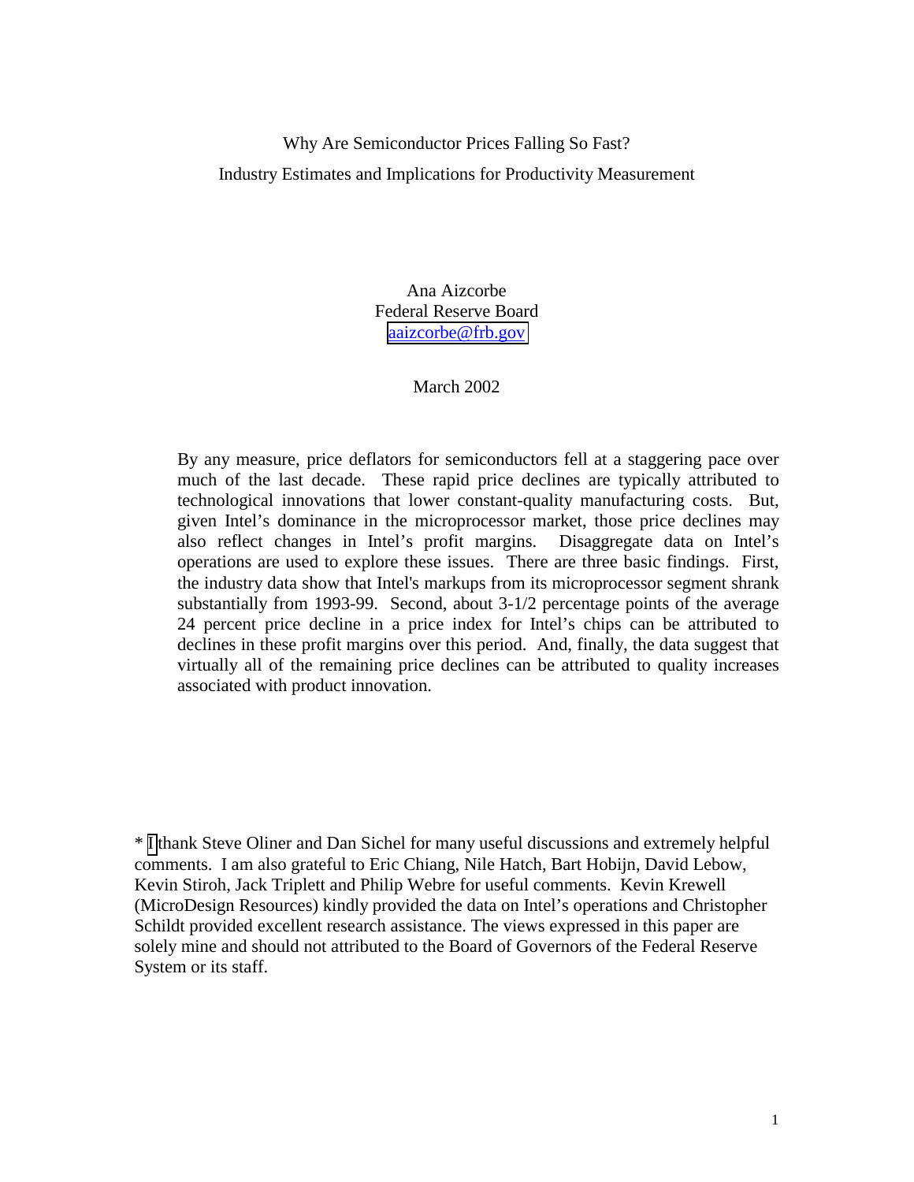# Why Are Semiconductor Prices Falling So Fast?

## Industry Estimates and Implications for Productivity Measurement

Ana Aizcorbe
Federal Reserve Board
aaizcorbe@frb.gov

March 2002

By any measure, price deflators for semiconductors fell at a staggering pace over much of the last decade. These rapid price declines are typically attributed to technological innovations that lower constant-quality manufacturing costs. But, given Intel's dominance in the microprocessor market, those price declines may also reflect changes in Intel's profit margins. Disaggregate data on Intel's operations are used to explore these issues. There are three basic findings. First, the industry data show that Intel's markups from its microprocessor segment shrank substantially from 1993-99. Second, about 3-1/2 percentage points of the average 24 percent price decline in a price index for Intel's chips can be attributed to declines in these profit margins over this period. And, finally, the data suggest that virtually all of the remaining price declines can be attributed to quality increases associated with product innovation.

\* I thank Steve Oliner and Dan Sichel for many useful discussions and extremely helpful comments. I am also grateful to Eric Chiang, Nile Hatch, Bart Hobijn, David Lebow, Kevin Stiroh, Jack Triplett and Philip Webre for useful comments. Kevin Krewell (MicroDesign Resources) kindly provided the data on Intel's operations and Christopher Schildt provided excellent research assistance. The views expressed in this paper are solely mine and should not attributed to the Board of Governors of the Federal Reserve System or its staff.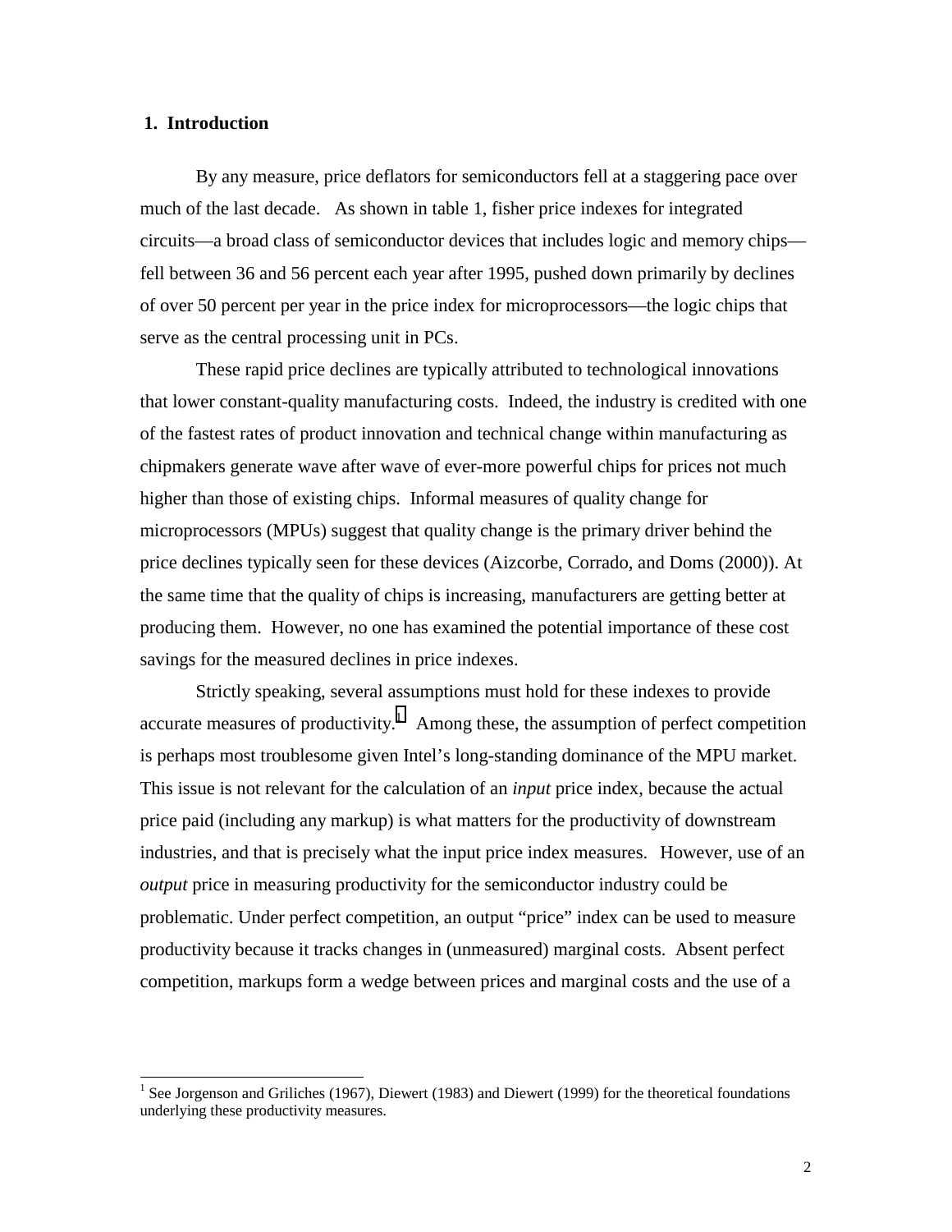## 1. Introduction

By any measure, price deflators for semiconductors fell at a staggering pace over much of the last decade. As shown in table 1, fisher price indexes for integrated circuits—a broad class of semiconductor devices that includes logic and memory chips—fell between 36 and 56 percent each year after 1995, pushed down primarily by declines of over 50 percent per year in the price index for microprocessors—the logic chips that serve as the central processing unit in PCs.

These rapid price declines are typically attributed to technological innovations that lower constant-quality manufacturing costs. Indeed, the industry is credited with one of the fastest rates of product innovation and technical change within manufacturing as chipmakers generate wave after wave of ever-more powerful chips for prices not much higher than those of existing chips. Informal measures of quality change for microprocessors (MPUs) suggest that quality change is the primary driver behind the price declines typically seen for these devices (Aizcorbe, Corrado, and Doms (2000)). At the same time that the quality of chips is increasing, manufacturers are getting better at producing them. However, no one has examined the potential importance of these cost savings for the measured declines in price indexes.

Strictly speaking, several assumptions must hold for these indexes to provide accurate measures of productivity.[1] Among these, the assumption of perfect competition is perhaps most troublesome given Intel's long-standing dominance of the MPU market. This issue is not relevant for the calculation of an *input* price index, because the actual price paid (including any markup) is what matters for the productivity of downstream industries, and that is precisely what the input price index measures. However, use of an *output* price in measuring productivity for the semiconductor industry could be problematic. Under perfect competition, an output "price" index can be used to measure productivity because it tracks changes in (unmeasured) marginal costs. Absent perfect competition, markups form a wedge between prices and marginal costs and the use of a

[1] See Jorgenson and Griliches (1967), Diewert (1983) and Diewert (1999) for the theoretical foundations underlying these productivity measures.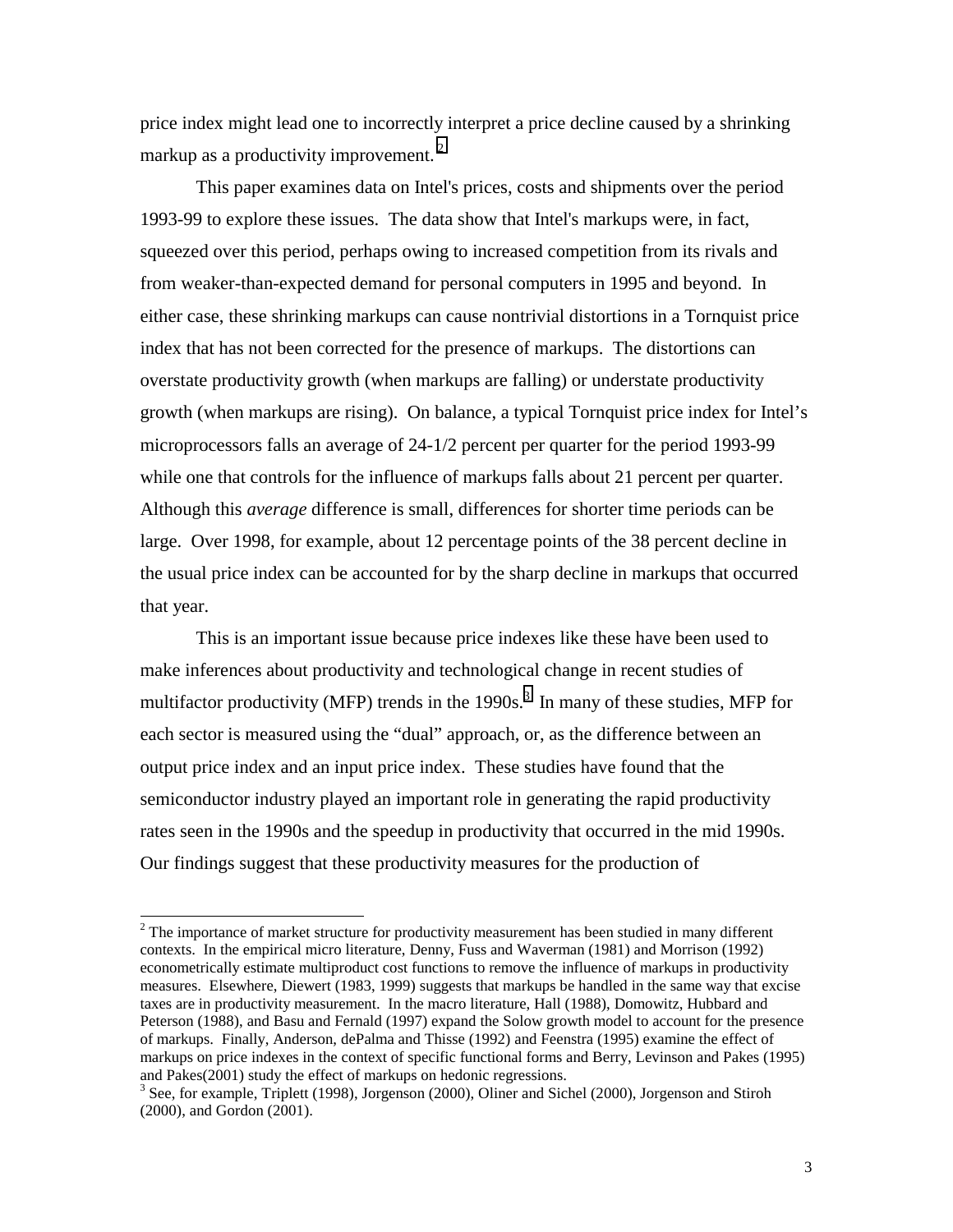price index might lead one to incorrectly interpret a price decline caused by a shrinking markup as a productivity improvement.[2]

This paper examines data on Intel's prices, costs and shipments over the period 1993-99 to explore these issues. The data show that Intel's markups were, in fact, squeezed over this period, perhaps owing to increased competition from its rivals and from weaker-than-expected demand for personal computers in 1995 and beyond. In either case, these shrinking markups can cause nontrivial distortions in a Tornquist price index that has not been corrected for the presence of markups. The distortions can overstate productivity growth (when markups are falling) or understate productivity growth (when markups are rising). On balance, a typical Tornquist price index for Intel's microprocessors falls an average of 24-1/2 percent per quarter for the period 1993-99 while one that controls for the influence of markups falls about 21 percent per quarter. Although this *average* difference is small, differences for shorter time periods can be large. Over 1998, for example, about 12 percentage points of the 38 percent decline in the usual price index can be accounted for by the sharp decline in markups that occurred that year.

This is an important issue because price indexes like these have been used to make inferences about productivity and technological change in recent studies of multifactor productivity (MFP) trends in the 1990s.[3] In many of these studies, MFP for each sector is measured using the "dual" approach, or, as the difference between an output price index and an input price index. These studies have found that the semiconductor industry played an important role in generating the rapid productivity rates seen in the 1990s and the speedup in productivity that occurred in the mid 1990s. Our findings suggest that these productivity measures for the production of

---

[2] The importance of market structure for productivity measurement has been studied in many different contexts. In the empirical micro literature, Denny, Fuss and Waverman (1981) and Morrison (1992) econometrically estimate multiproduct cost functions to remove the influence of markups in productivity measures. Elsewhere, Diewert (1983, 1999) suggests that markups be handled in the same way that excise taxes are in productivity measurement. In the macro literature, Hall (1988), Domowitz, Hubbard and Peterson (1988), and Basu and Fernald (1997) expand the Solow growth model to account for the presence of markups. Finally, Anderson, dePalma and Thisse (1992) and Feenstra (1995) examine the effect of markups on price indexes in the context of specific functional forms and Berry, Levinson and Pakes (1995) and Pakes(2001) study the effect of markups on hedonic regressions.

[3] See, for example, Triplett (1998), Jorgenson (2000), Oliner and Sichel (2000), Jorgenson and Stiroh (2000), and Gordon (2001).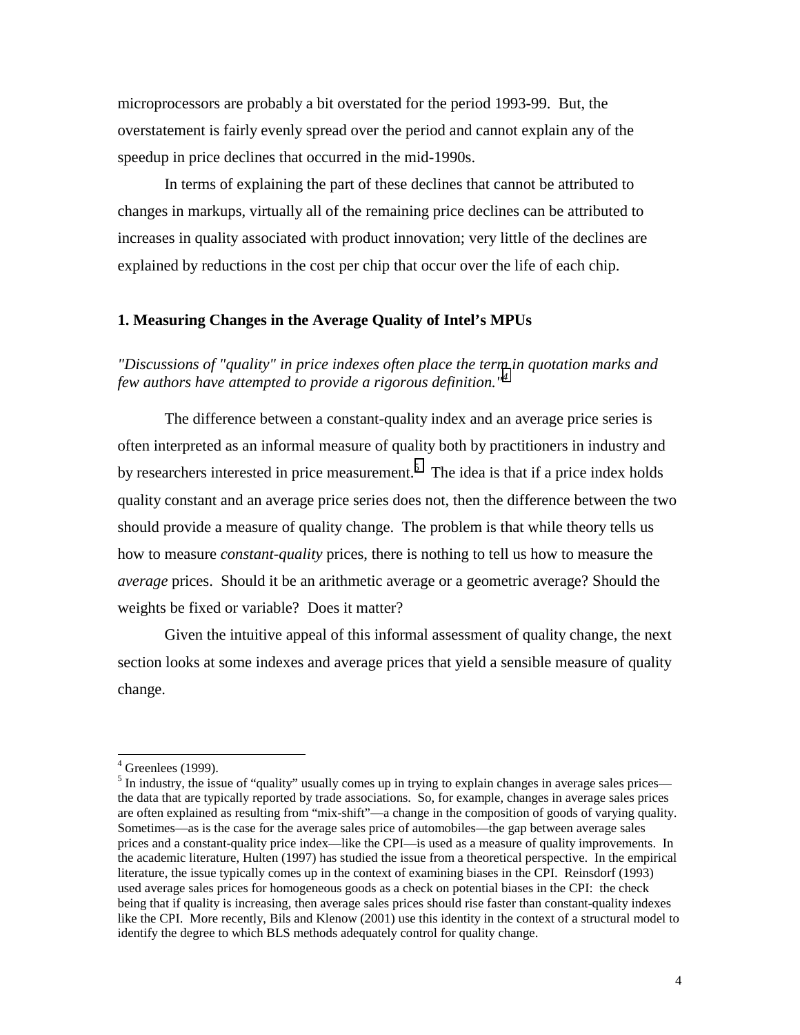microprocessors are probably a bit overstated for the period 1993-99. But, the overstatement is fairly evenly spread over the period and cannot explain any of the speedup in price declines that occurred in the mid-1990s.

In terms of explaining the part of these declines that cannot be attributed to changes in markups, virtually all of the remaining price declines can be attributed to increases in quality associated with product innovation; very little of the declines are explained by reductions in the cost per chip that occur over the life of each chip.

## 1. Measuring Changes in the Average Quality of Intel's MPUs

*"Discussions of "quality" in price indexes often place the term in quotation marks and few authors have attempted to provide a rigorous definition."*[4]

The difference between a constant-quality index and an average price series is often interpreted as an informal measure of quality both by practitioners in industry and by researchers interested in price measurement.[5] The idea is that if a price index holds quality constant and an average price series does not, then the difference between the two should provide a measure of quality change. The problem is that while theory tells us how to measure *constant-quality* prices, there is nothing to tell us how to measure the *average* prices. Should it be an arithmetic average or a geometric average? Should the weights be fixed or variable? Does it matter?

Given the intuitive appeal of this informal assessment of quality change, the next section looks at some indexes and average prices that yield a sensible measure of quality change.

---

[4] Greenlees (1999).

[5] In industry, the issue of "quality" usually comes up in trying to explain changes in average sales prices—the data that are typically reported by trade associations. So, for example, changes in average sales prices are often explained as resulting from "mix-shift"—a change in the composition of goods of varying quality. Sometimes—as is the case for the average sales price of automobiles—the gap between average sales prices and a constant-quality price index—like the CPI—is used as a measure of quality improvements. In the academic literature, Hulten (1997) has studied the issue from a theoretical perspective. In the empirical literature, the issue typically comes up in the context of examining biases in the CPI. Reinsdorf (1993) used average sales prices for homogeneous goods as a check on potential biases in the CPI: the check being that if quality is increasing, then average sales prices should rise faster than constant-quality indexes like the CPI. More recently, Bils and Klenow (2001) use this identity in the context of a structural model to identify the degree to which BLS methods adequately control for quality change.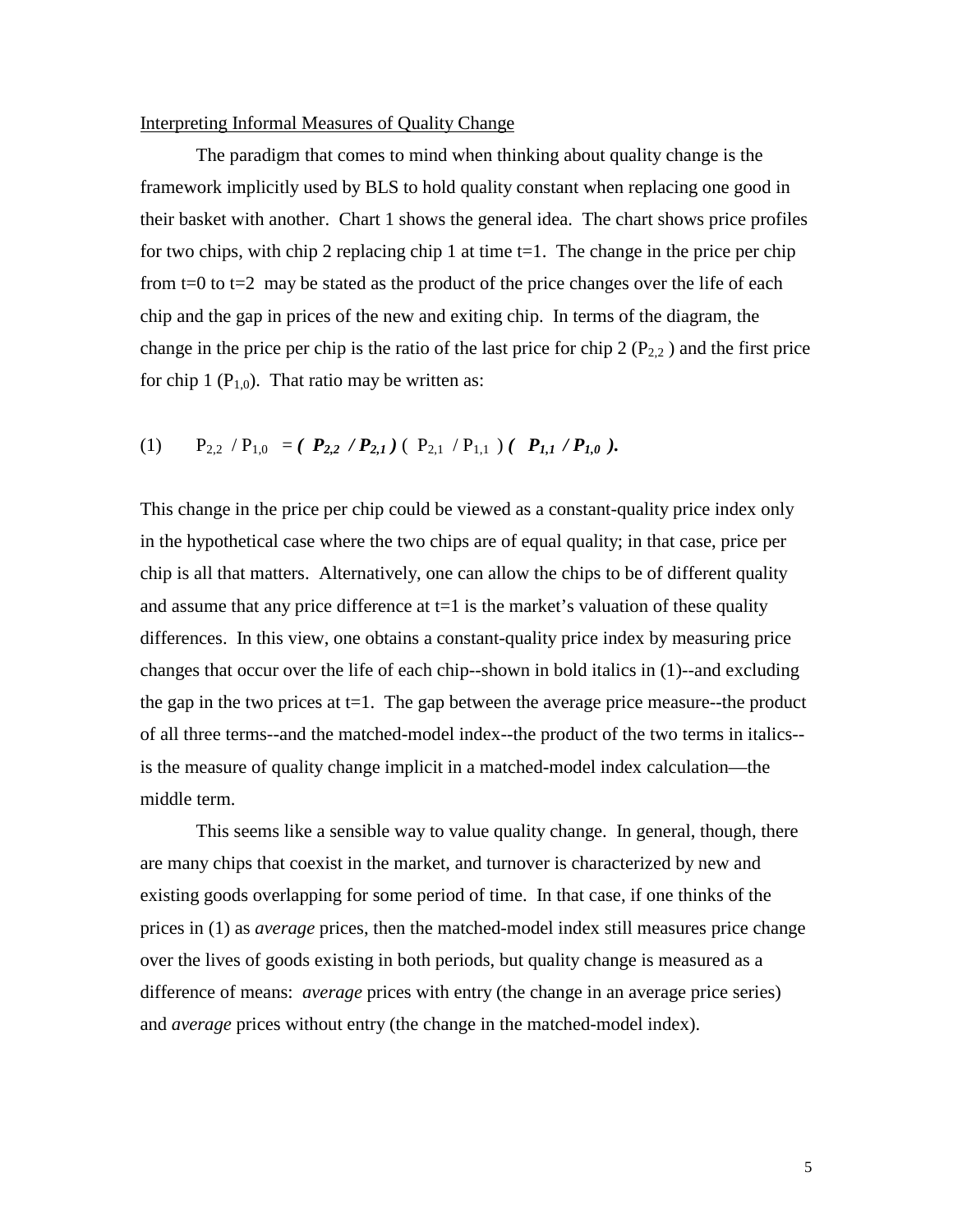<u>Interpreting Informal Measures of Quality Change</u>

The paradigm that comes to mind when thinking about quality change is the framework implicitly used by BLS to hold quality constant when replacing one good in their basket with another. Chart 1 shows the general idea. The chart shows price profiles for two chips, with chip 2 replacing chip 1 at time t=1. The change in the price per chip from t=0 to t=2 may be stated as the product of the price changes over the life of each chip and the gap in prices of the new and exiting chip. In terms of the diagram, the change in the price per chip is the ratio of the last price for chip 2 ($P_{2,2}$) and the first price for chip 1 ($P_{1,0}$). That ratio may be written as:

$$(1) \qquad P_{2,2} \,/\, P_{1,0} = \boldsymbol{(P_{2,2} \,/\, P_{2,1})}\,(P_{2,1} \,/\, P_{1,1})\,\boldsymbol{(P_{1,1} \,/\, P_{1,0})}.$$

This change in the price per chip could be viewed as a constant-quality price index only in the hypothetical case where the two chips are of equal quality; in that case, price per chip is all that matters. Alternatively, one can allow the chips to be of different quality and assume that any price difference at t=1 is the market's valuation of these quality differences. In this view, one obtains a constant-quality price index by measuring price changes that occur over the life of each chip--shown in bold italics in (1)--and excluding the gap in the two prices at t=1. The gap between the average price measure--the product of all three terms--and the matched-model index--the product of the two terms in italics--is the measure of quality change implicit in a matched-model index calculation—the middle term.

This seems like a sensible way to value quality change. In general, though, there are many chips that coexist in the market, and turnover is characterized by new and existing goods overlapping for some period of time. In that case, if one thinks of the prices in (1) as *average* prices, then the matched-model index still measures price change over the lives of goods existing in both periods, but quality change is measured as a difference of means: *average* prices with entry (the change in an average price series) and *average* prices without entry (the change in the matched-model index).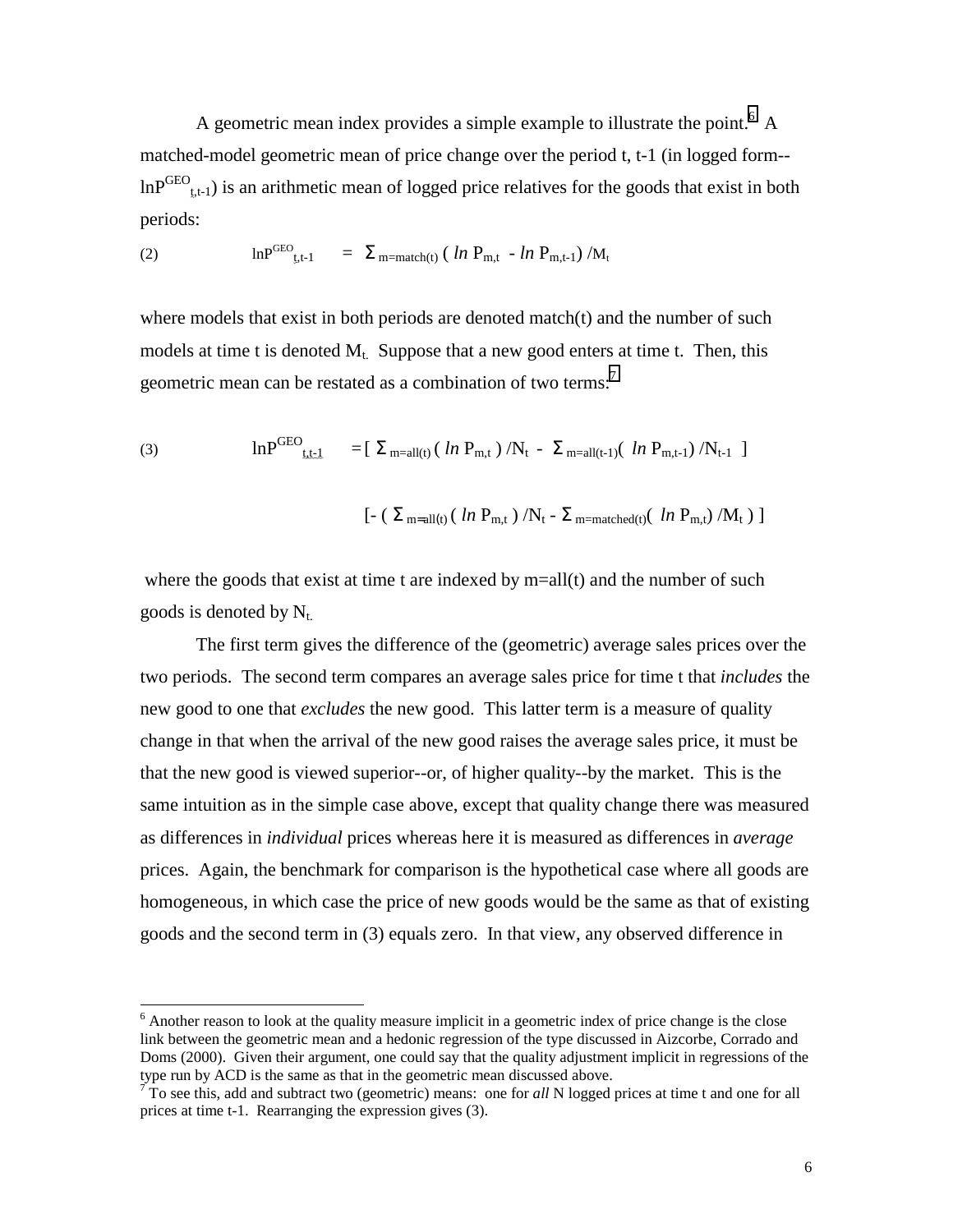A geometric mean index provides a simple example to illustrate the point.[6] A matched-model geometric mean of price change over the period t, t-1 (in logged form-- $\ln P^{GEO}_{t,t-1}$) is an arithmetic mean of logged price relatives for the goods that exist in both periods:

$$\text{(2)} \qquad \ln P^{GEO}_{t,t-1} \quad = \quad \Sigma_{m=match(t)} \left( \ln P_{m,t} - \ln P_{m,t-1} \right) / M_t$$

where models that exist in both periods are denoted match(t) and the number of such models at time t is denoted $M_t$. Suppose that a new good enters at time t. Then, this geometric mean can be restated as a combination of two terms:[7]

$$\text{(3)} \qquad \ln P^{GEO}_{t,t-1} \quad = \left[ \Sigma_{m=all(t)} \left( \ln P_{m,t} \right) / N_t \; - \; \Sigma_{m=all(t-1)} \left( \ln P_{m,t-1} \right) / N_{t-1} \right]$$

$$\left[ - \left( \Sigma_{m=all(t)} \left( \ln P_{m,t} \right) / N_t - \Sigma_{m=matched(t)} \left( \ln P_{m,t} \right) / M_t \right) \right]$$

where the goods that exist at time t are indexed by m=all(t) and the number of such goods is denoted by $N_t$.

The first term gives the difference of the (geometric) average sales prices over the two periods. The second term compares an average sales price for time t that *includes* the new good to one that *excludes* the new good. This latter term is a measure of quality change in that when the arrival of the new good raises the average sales price, it must be that the new good is viewed superior--or, of higher quality--by the market. This is the same intuition as in the simple case above, except that quality change there was measured as differences in *individual* prices whereas here it is measured as differences in *average* prices. Again, the benchmark for comparison is the hypothetical case where all goods are homogeneous, in which case the price of new goods would be the same as that of existing goods and the second term in (3) equals zero. In that view, any observed difference in

---

[6] Another reason to look at the quality measure implicit in a geometric index of price change is the close link between the geometric mean and a hedonic regression of the type discussed in Aizcorbe, Corrado and Doms (2000). Given their argument, one could say that the quality adjustment implicit in regressions of the type run by ACD is the same as that in the geometric mean discussed above.

[7] To see this, add and subtract two (geometric) means: one for *all* N logged prices at time t and one for all prices at time t-1. Rearranging the expression gives (3).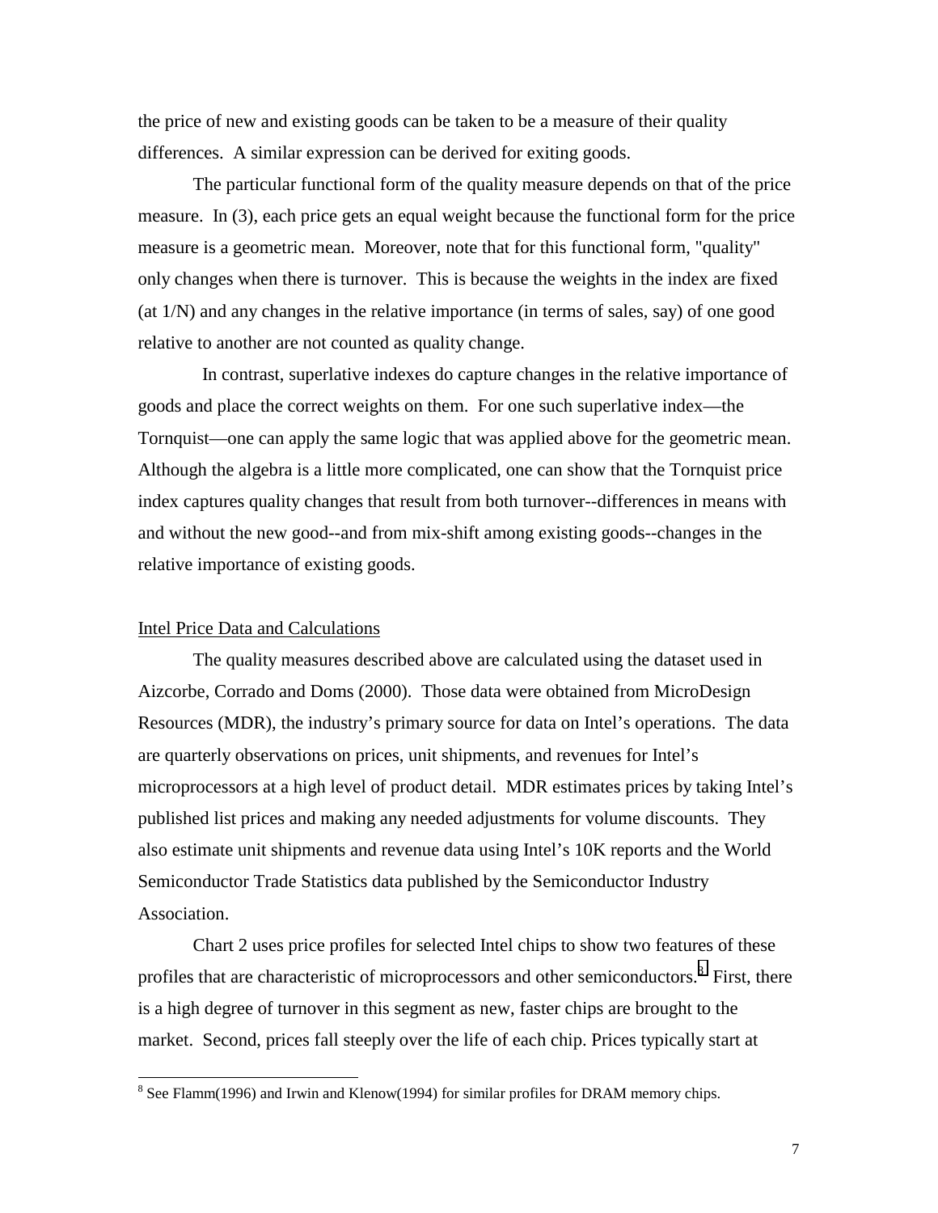the price of new and existing goods can be taken to be a measure of their quality differences. A similar expression can be derived for exiting goods.

The particular functional form of the quality measure depends on that of the price measure. In (3), each price gets an equal weight because the functional form for the price measure is a geometric mean. Moreover, note that for this functional form, "quality" only changes when there is turnover. This is because the weights in the index are fixed (at 1/N) and any changes in the relative importance (in terms of sales, say) of one good relative to another are not counted as quality change.

In contrast, superlative indexes do capture changes in the relative importance of goods and place the correct weights on them. For one such superlative index—the Tornquist—one can apply the same logic that was applied above for the geometric mean. Although the algebra is a little more complicated, one can show that the Tornquist price index captures quality changes that result from both turnover--differences in means with and without the new good--and from mix-shift among existing goods--changes in the relative importance of existing goods.

Intel Price Data and Calculations

The quality measures described above are calculated using the dataset used in Aizcorbe, Corrado and Doms (2000). Those data were obtained from MicroDesign Resources (MDR), the industry's primary source for data on Intel's operations. The data are quarterly observations on prices, unit shipments, and revenues for Intel's microprocessors at a high level of product detail. MDR estimates prices by taking Intel's published list prices and making any needed adjustments for volume discounts. They also estimate unit shipments and revenue data using Intel's 10K reports and the World Semiconductor Trade Statistics data published by the Semiconductor Industry Association.

Chart 2 uses price profiles for selected Intel chips to show two features of these profiles that are characteristic of microprocessors and other semiconductors.[8] First, there is a high degree of turnover in this segment as new, faster chips are brought to the market. Second, prices fall steeply over the life of each chip. Prices typically start at

[8] See Flamm(1996) and Irwin and Klenow(1994) for similar profiles for DRAM memory chips.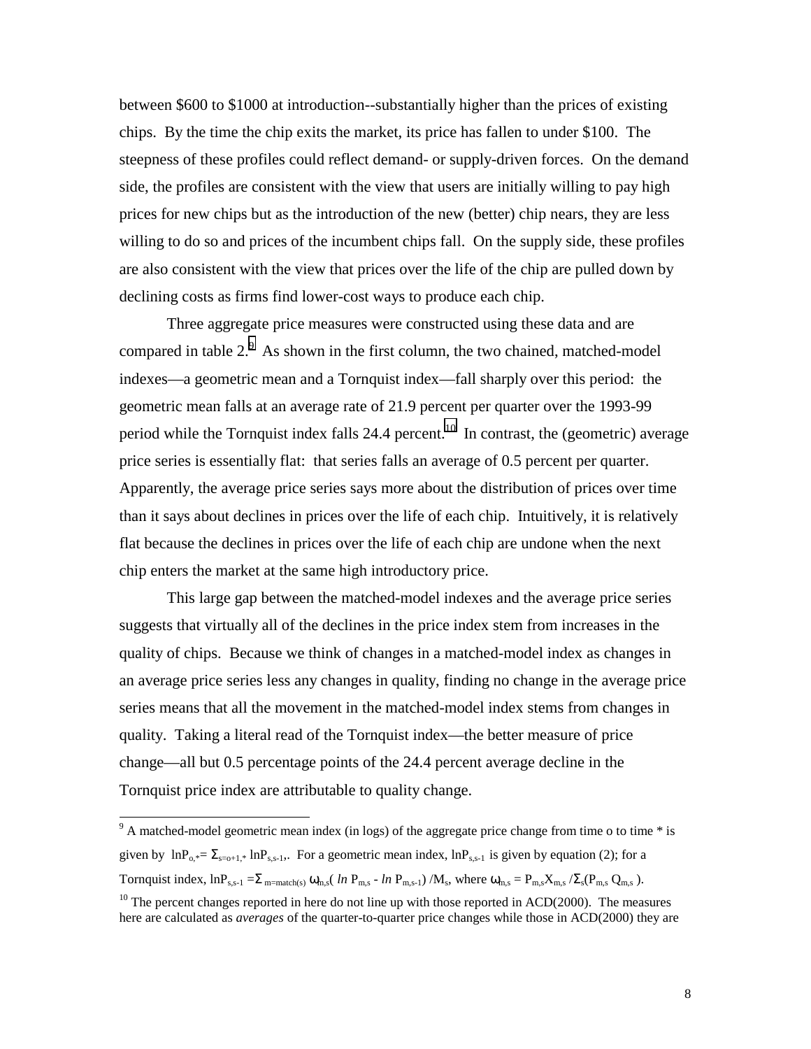between \$600 to \$1000 at introduction--substantially higher than the prices of existing chips. By the time the chip exits the market, its price has fallen to under \$100. The steepness of these profiles could reflect demand- or supply-driven forces. On the demand side, the profiles are consistent with the view that users are initially willing to pay high prices for new chips but as the introduction of the new (better) chip nears, they are less willing to do so and prices of the incumbent chips fall. On the supply side, these profiles are also consistent with the view that prices over the life of the chip are pulled down by declining costs as firms find lower-cost ways to produce each chip.

Three aggregate price measures were constructed using these data and are compared in table 2.[9] As shown in the first column, the two chained, matched-model indexes—a geometric mean and a Tornquist index—fall sharply over this period: the geometric mean falls at an average rate of 21.9 percent per quarter over the 1993-99 period while the Tornquist index falls 24.4 percent.[10] In contrast, the (geometric) average price series is essentially flat: that series falls an average of 0.5 percent per quarter. Apparently, the average price series says more about the distribution of prices over time than it says about declines in prices over the life of each chip. Intuitively, it is relatively flat because the declines in prices over the life of each chip are undone when the next chip enters the market at the same high introductory price.

This large gap between the matched-model indexes and the average price series suggests that virtually all of the declines in the price index stem from increases in the quality of chips. Because we think of changes in a matched-model index as changes in an average price series less any changes in quality, finding no change in the average price series means that all the movement in the matched-model index stems from changes in quality. Taking a literal read of the Tornquist index—the better measure of price change—all but 0.5 percentage points of the 24.4 percent average decline in the Tornquist price index are attributable to quality change.

---

[9] A matched-model geometric mean index (in logs) of the aggregate price change from time o to time * is given by $\ln P_{o,*} = \Sigma_{s=o+1,*} \ln P_{s,s-1}$. For a geometric mean index, $\ln P_{s,s-1}$ is given by equation (2); for a Tornquist index, $\ln P_{s,s-1} = \Sigma_{m=match(s)}\, \omega_{m,s}( \ln P_{m,s} - \ln P_{m,s-1}) / M_s$, where $\omega_{m,s} = P_{m,s} X_{m,s} / \Sigma_s (P_{m,s}\, Q_{m,s})$.

[10] The percent changes reported in here do not line up with those reported in ACD(2000). The measures here are calculated as *averages* of the quarter-to-quarter price changes while those in ACD(2000) they are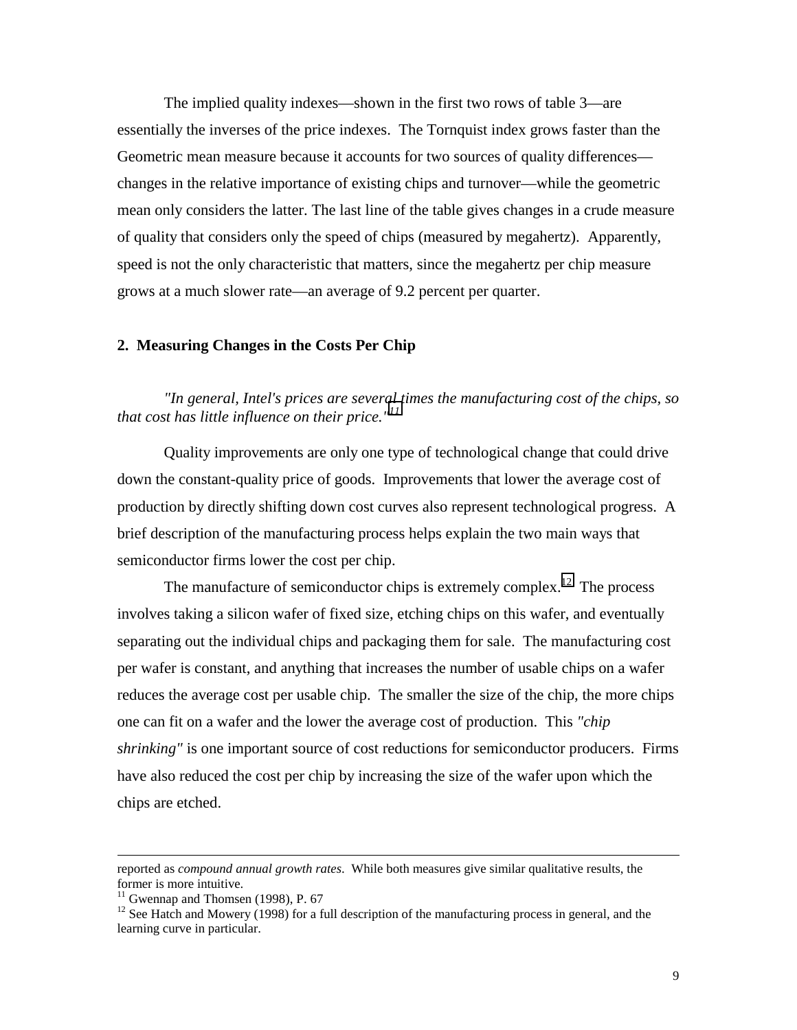The implied quality indexes—shown in the first two rows of table 3—are essentially the inverses of the price indexes. The Tornquist index grows faster than the Geometric mean measure because it accounts for two sources of quality differences—changes in the relative importance of existing chips and turnover—while the geometric mean only considers the latter. The last line of the table gives changes in a crude measure of quality that considers only the speed of chips (measured by megahertz). Apparently, speed is not the only characteristic that matters, since the megahertz per chip measure grows at a much slower rate—an average of 9.2 percent per quarter.

## 2. Measuring Changes in the Costs Per Chip

*"In general, Intel's prices are several times the manufacturing cost of the chips, so that cost has little influence on their price."*[11]

Quality improvements are only one type of technological change that could drive down the constant-quality price of goods. Improvements that lower the average cost of production by directly shifting down cost curves also represent technological progress. A brief description of the manufacturing process helps explain the two main ways that semiconductor firms lower the cost per chip.

The manufacture of semiconductor chips is extremely complex.[12] The process involves taking a silicon wafer of fixed size, etching chips on this wafer, and eventually separating out the individual chips and packaging them for sale. The manufacturing cost per wafer is constant, and anything that increases the number of usable chips on a wafer reduces the average cost per usable chip. The smaller the size of the chip, the more chips one can fit on a wafer and the lower the average cost of production. This *"chip shrinking"* is one important source of cost reductions for semiconductor producers. Firms have also reduced the cost per chip by increasing the size of the wafer upon which the chips are etched.

---

reported as *compound annual growth rates*. While both measures give similar qualitative results, the former is more intuitive.

[11] Gwennap and Thomsen (1998), P. 67

[12] See Hatch and Mowery (1998) for a full description of the manufacturing process in general, and the learning curve in particular.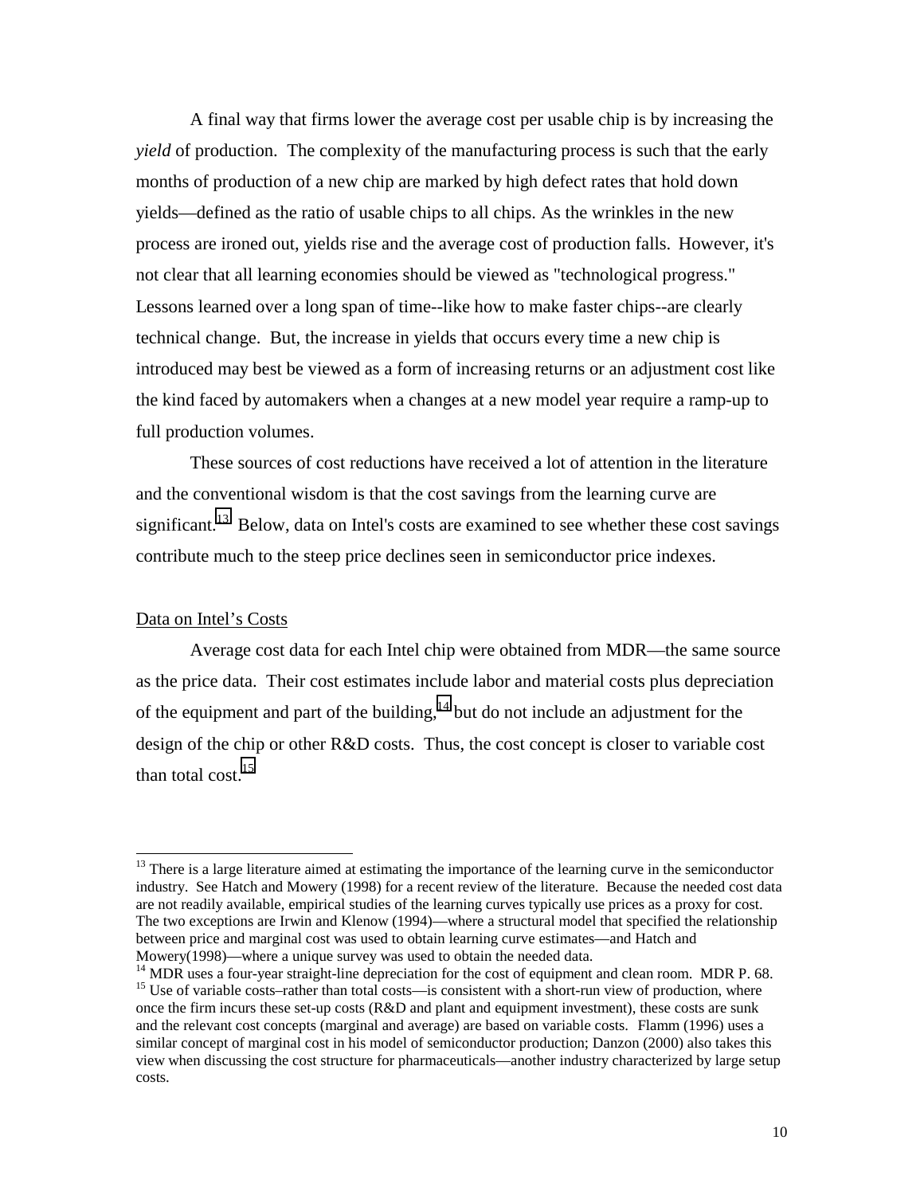A final way that firms lower the average cost per usable chip is by increasing the *yield* of production. The complexity of the manufacturing process is such that the early months of production of a new chip are marked by high defect rates that hold down yields—defined as the ratio of usable chips to all chips. As the wrinkles in the new process are ironed out, yields rise and the average cost of production falls. However, it's not clear that all learning economies should be viewed as "technological progress." Lessons learned over a long span of time--like how to make faster chips--are clearly technical change. But, the increase in yields that occurs every time a new chip is introduced may best be viewed as a form of increasing returns or an adjustment cost like the kind faced by automakers when a changes at a new model year require a ramp-up to full production volumes.

These sources of cost reductions have received a lot of attention in the literature and the conventional wisdom is that the cost savings from the learning curve are significant.[13] Below, data on Intel's costs are examined to see whether these cost savings contribute much to the steep price declines seen in semiconductor price indexes.

<u>Data on Intel's Costs</u>

Average cost data for each Intel chip were obtained from MDR—the same source as the price data. Their cost estimates include labor and material costs plus depreciation of the equipment and part of the building,[14] but do not include an adjustment for the design of the chip or other R&D costs. Thus, the cost concept is closer to variable cost than total cost.[15]

---

[13] There is a large literature aimed at estimating the importance of the learning curve in the semiconductor industry. See Hatch and Mowery (1998) for a recent review of the literature. Because the needed cost data are not readily available, empirical studies of the learning curves typically use prices as a proxy for cost. The two exceptions are Irwin and Klenow (1994)—where a structural model that specified the relationship between price and marginal cost was used to obtain learning curve estimates—and Hatch and Mowery(1998)—where a unique survey was used to obtain the needed data.

[14] MDR uses a four-year straight-line depreciation for the cost of equipment and clean room. MDR P. 68.

[15] Use of variable costs–rather than total costs—is consistent with a short-run view of production, where once the firm incurs these set-up costs (R&D and plant and equipment investment), these costs are sunk and the relevant cost concepts (marginal and average) are based on variable costs. Flamm (1996) uses a similar concept of marginal cost in his model of semiconductor production; Danzon (2000) also takes this view when discussing the cost structure for pharmaceuticals—another industry characterized by large setup costs.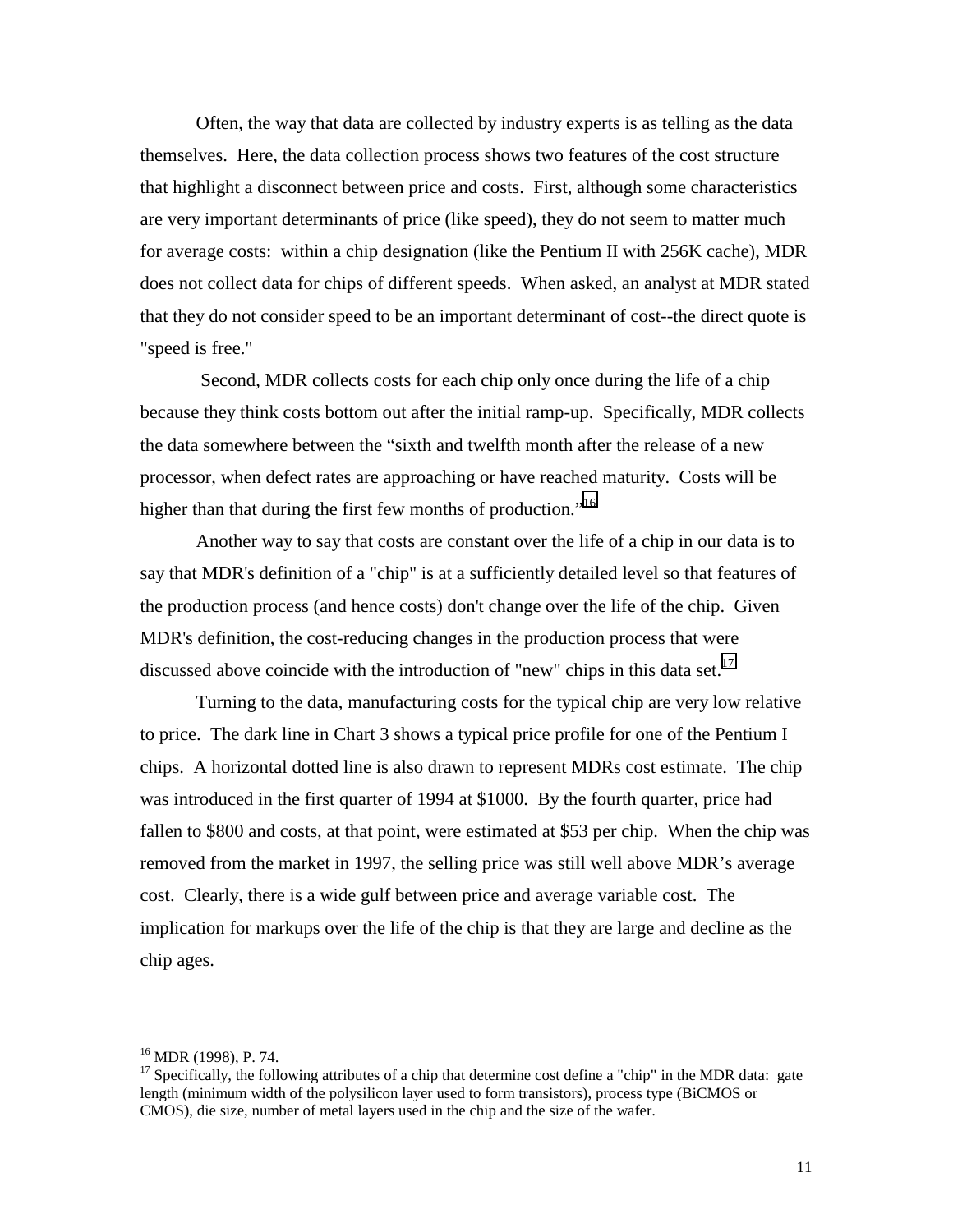Often, the way that data are collected by industry experts is as telling as the data themselves. Here, the data collection process shows two features of the cost structure that highlight a disconnect between price and costs. First, although some characteristics are very important determinants of price (like speed), they do not seem to matter much for average costs: within a chip designation (like the Pentium II with 256K cache), MDR does not collect data for chips of different speeds. When asked, an analyst at MDR stated that they do not consider speed to be an important determinant of cost--the direct quote is "speed is free."

Second, MDR collects costs for each chip only once during the life of a chip because they think costs bottom out after the initial ramp-up. Specifically, MDR collects the data somewhere between the "sixth and twelfth month after the release of a new processor, when defect rates are approaching or have reached maturity. Costs will be higher than that during the first few months of production."[16]

Another way to say that costs are constant over the life of a chip in our data is to say that MDR's definition of a "chip" is at a sufficiently detailed level so that features of the production process (and hence costs) don't change over the life of the chip. Given MDR's definition, the cost-reducing changes in the production process that were discussed above coincide with the introduction of "new" chips in this data set.[17]

Turning to the data, manufacturing costs for the typical chip are very low relative to price. The dark line in Chart 3 shows a typical price profile for one of the Pentium I chips. A horizontal dotted line is also drawn to represent MDRs cost estimate. The chip was introduced in the first quarter of 1994 at $1000. By the fourth quarter, price had fallen to $800 and costs, at that point, were estimated at $53 per chip. When the chip was removed from the market in 1997, the selling price was still well above MDR's average cost. Clearly, there is a wide gulf between price and average variable cost. The implication for markups over the life of the chip is that they are large and decline as the chip ages.

---

[16] MDR (1998), P. 74.

[17] Specifically, the following attributes of a chip that determine cost define a "chip" in the MDR data: gate length (minimum width of the polysilicon layer used to form transistors), process type (BiCMOS or CMOS), die size, number of metal layers used in the chip and the size of the wafer.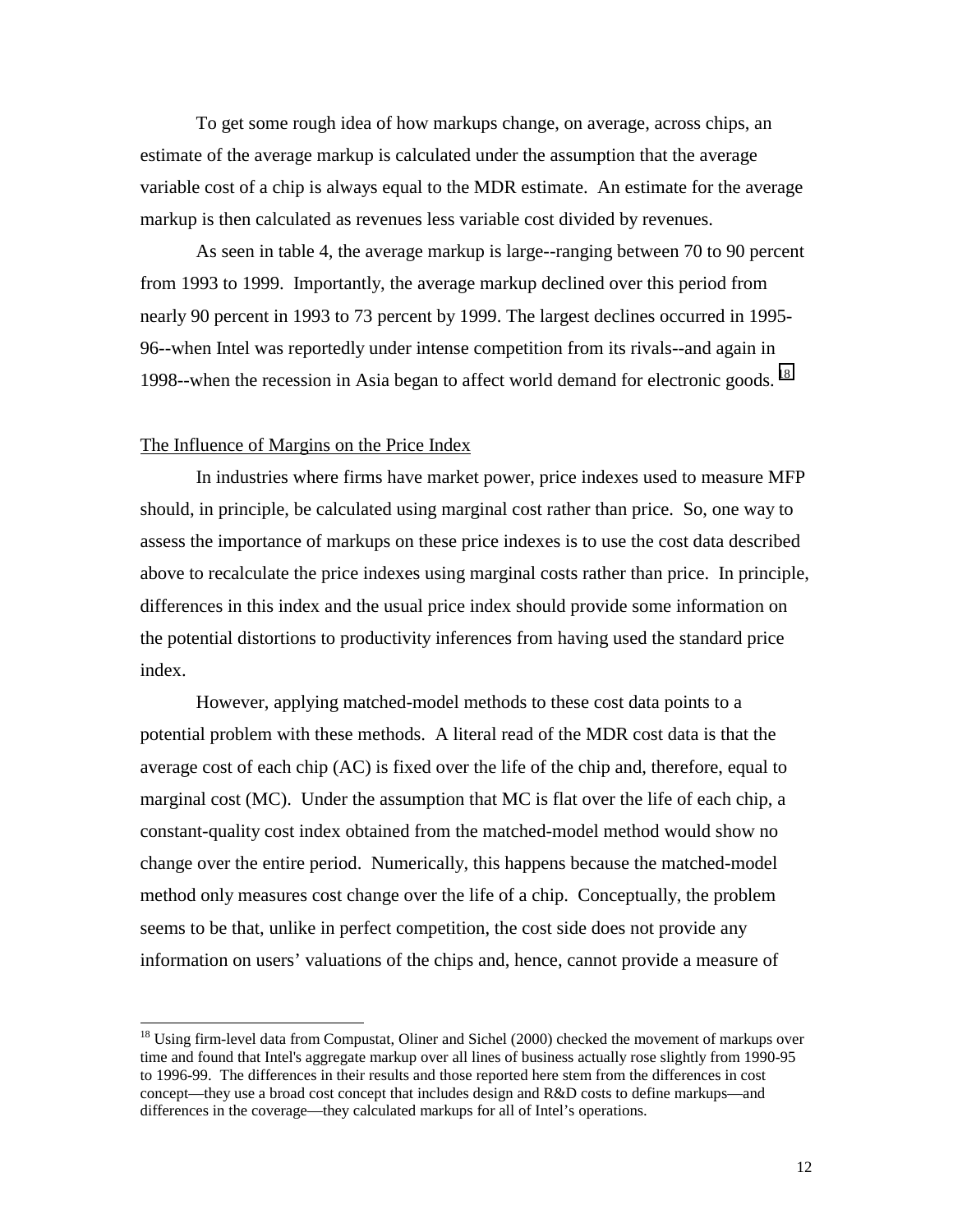To get some rough idea of how markups change, on average, across chips, an estimate of the average markup is calculated under the assumption that the average variable cost of a chip is always equal to the MDR estimate. An estimate for the average markup is then calculated as revenues less variable cost divided by revenues.

As seen in table 4, the average markup is large--ranging between 70 to 90 percent from 1993 to 1999. Importantly, the average markup declined over this period from nearly 90 percent in 1993 to 73 percent by 1999. The largest declines occurred in 1995-96--when Intel was reportedly under intense competition from its rivals--and again in 1998--when the recession in Asia began to affect world demand for electronic goods. [18]

The Influence of Margins on the Price Index

In industries where firms have market power, price indexes used to measure MFP should, in principle, be calculated using marginal cost rather than price. So, one way to assess the importance of markups on these price indexes is to use the cost data described above to recalculate the price indexes using marginal costs rather than price. In principle, differences in this index and the usual price index should provide some information on the potential distortions to productivity inferences from having used the standard price index.

However, applying matched-model methods to these cost data points to a potential problem with these methods. A literal read of the MDR cost data is that the average cost of each chip (AC) is fixed over the life of the chip and, therefore, equal to marginal cost (MC). Under the assumption that MC is flat over the life of each chip, a constant-quality cost index obtained from the matched-model method would show no change over the entire period. Numerically, this happens because the matched-model method only measures cost change over the life of a chip. Conceptually, the problem seems to be that, unlike in perfect competition, the cost side does not provide any information on users' valuations of the chips and, hence, cannot provide a measure of

[18] Using firm-level data from Compustat, Oliner and Sichel (2000) checked the movement of markups over time and found that Intel's aggregate markup over all lines of business actually rose slightly from 1990-95 to 1996-99. The differences in their results and those reported here stem from the differences in cost concept—they use a broad cost concept that includes design and R&D costs to define markups—and differences in the coverage—they calculated markups for all of Intel's operations.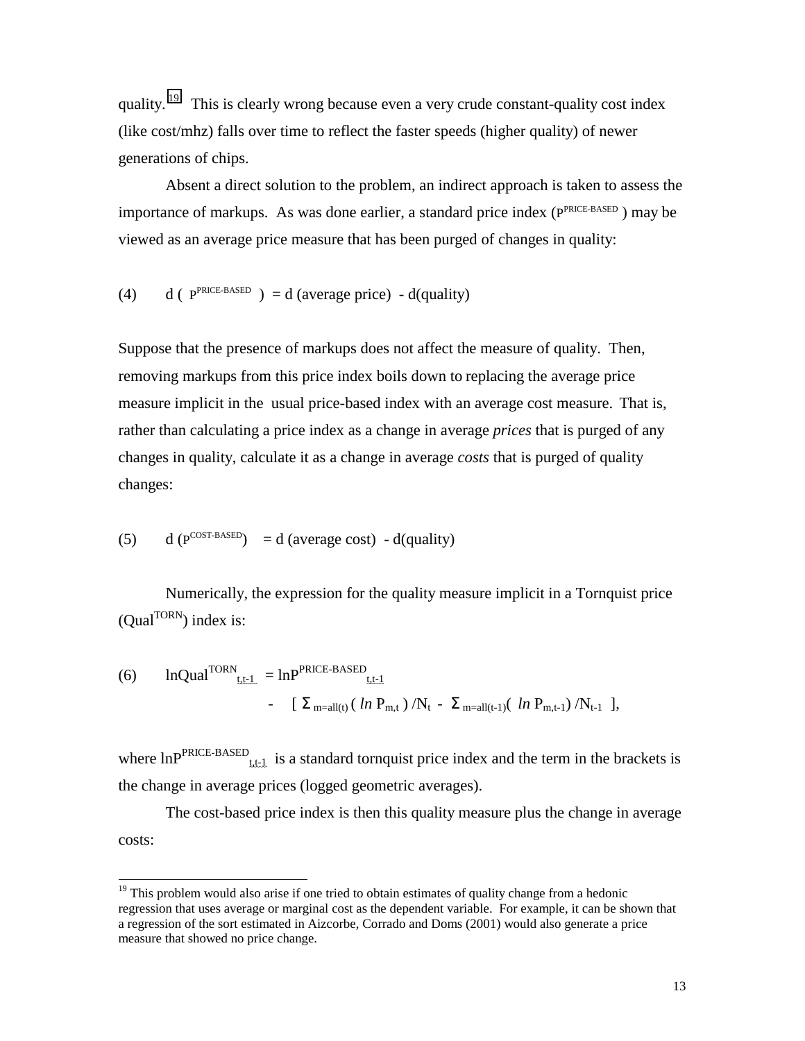quality.[19] This is clearly wrong because even a very crude constant-quality cost index (like cost/mhz) falls over time to reflect the faster speeds (higher quality) of newer generations of chips.

Absent a direct solution to the problem, an indirect approach is taken to assess the importance of markups. As was done earlier, a standard price index ($P^{PRICE\text{-}BASED}$) may be viewed as an average price measure that has been purged of changes in quality:

$$(4) \qquad d\left(P^{PRICE\text{-}BASED}\right) = d\,(\text{average price}) - d(\text{quality})$$

Suppose that the presence of markups does not affect the measure of quality. Then, removing markups from this price index boils down to replacing the average price measure implicit in the usual price-based index with an average cost measure. That is, rather than calculating a price index as a change in average *prices* that is purged of any changes in quality, calculate it as a change in average *costs* that is purged of quality changes:

$$(5) \qquad d\left(P^{COST\text{-}BASED}\right) = d\,(\text{average cost}) - d(\text{quality})$$

Numerically, the expression for the quality measure implicit in a Tornquist price ($Qual^{TORN}$) index is:

$$(6) \qquad \ln Qual^{TORN}_{t,t-1} = \ln P^{PRICE\text{-}BASED}_{t,t-1} - \left[\, \Sigma_{m=all(t)} \left( \ln P_{m,t} \right) / N_t - \Sigma_{m=all(t-1)} \left( \ln P_{m,t-1} \right) / N_{t-1} \,\right],$$

where $\ln P^{PRICE\text{-}BASED}_{t,t-1}$ is a standard tornquist price index and the term in the brackets is the change in average prices (logged geometric averages).

The cost-based price index is then this quality measure plus the change in average costs:

---

[19] This problem would also arise if one tried to obtain estimates of quality change from a hedonic regression that uses average or marginal cost as the dependent variable. For example, it can be shown that a regression of the sort estimated in Aizcorbe, Corrado and Doms (2001) would also generate a price measure that showed no price change.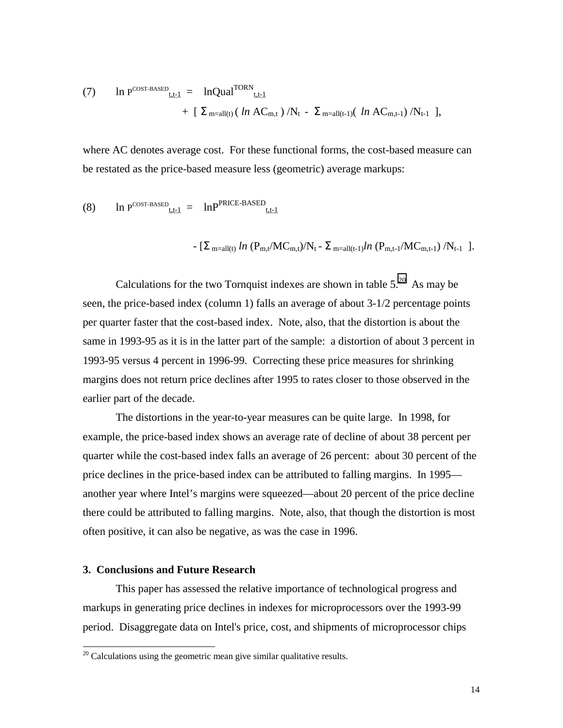$$(7) \qquad \ln P^{\text{COST-BASED}}_{t,t-1} = \ln Qual^{\text{TORN}}_{t,t-1} + \left[ \Sigma_{m=all(t)} (\ln AC_{m,t}) / N_t - \Sigma_{m=all(t-1)} (\ln AC_{m,t-1}) / N_{t-1} \right],$$

where AC denotes average cost. For these functional forms, the cost-based measure can be restated as the price-based measure less (geometric) average markups:

$$(8) \qquad \ln P^{\text{COST-BASED}}_{t,t-1} = \ln P^{\text{PRICE-BASED}}_{t,t-1} - \left[ \Sigma_{m=all(t)} \ln (P_{m,t}/MC_{m,t})/N_t - \Sigma_{m=all(t-1)} \ln (P_{m,t-1}/MC_{m,t-1}) / N_{t-1} \right].$$

Calculations for the two Tornquist indexes are shown in table 5.[20] As may be seen, the price-based index (column 1) falls an average of about 3-1/2 percentage points per quarter faster that the cost-based index. Note, also, that the distortion is about the same in 1993-95 as it is in the latter part of the sample: a distortion of about 3 percent in 1993-95 versus 4 percent in 1996-99. Correcting these price measures for shrinking margins does not return price declines after 1995 to rates closer to those observed in the earlier part of the decade.

The distortions in the year-to-year measures can be quite large. In 1998, for example, the price-based index shows an average rate of decline of about 38 percent per quarter while the cost-based index falls an average of 26 percent: about 30 percent of the price declines in the price-based index can be attributed to falling margins. In 1995—another year where Intel's margins were squeezed—about 20 percent of the price decline there could be attributed to falling margins. Note, also, that though the distortion is most often positive, it can also be negative, as was the case in 1996.

### 3. Conclusions and Future Research

This paper has assessed the relative importance of technological progress and markups in generating price declines in indexes for microprocessors over the 1993-99 period. Disaggregate data on Intel's price, cost, and shipments of microprocessor chips

[20] Calculations using the geometric mean give similar qualitative results.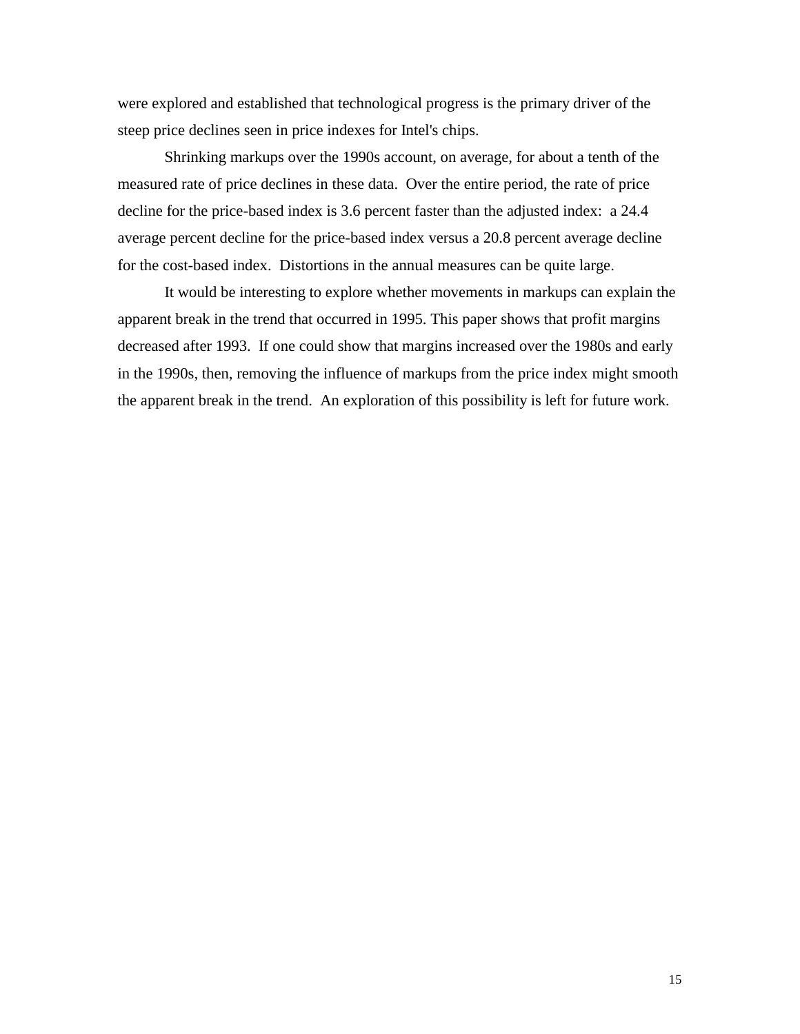were explored and established that technological progress is the primary driver of the steep price declines seen in price indexes for Intel's chips.

Shrinking markups over the 1990s account, on average, for about a tenth of the measured rate of price declines in these data. Over the entire period, the rate of price decline for the price-based index is 3.6 percent faster than the adjusted index: a 24.4 average percent decline for the price-based index versus a 20.8 percent average decline for the cost-based index. Distortions in the annual measures can be quite large.

It would be interesting to explore whether movements in markups can explain the apparent break in the trend that occurred in 1995. This paper shows that profit margins decreased after 1993. If one could show that margins increased over the 1980s and early in the 1990s, then, removing the influence of markups from the price index might smooth the apparent break in the trend. An exploration of this possibility is left for future work.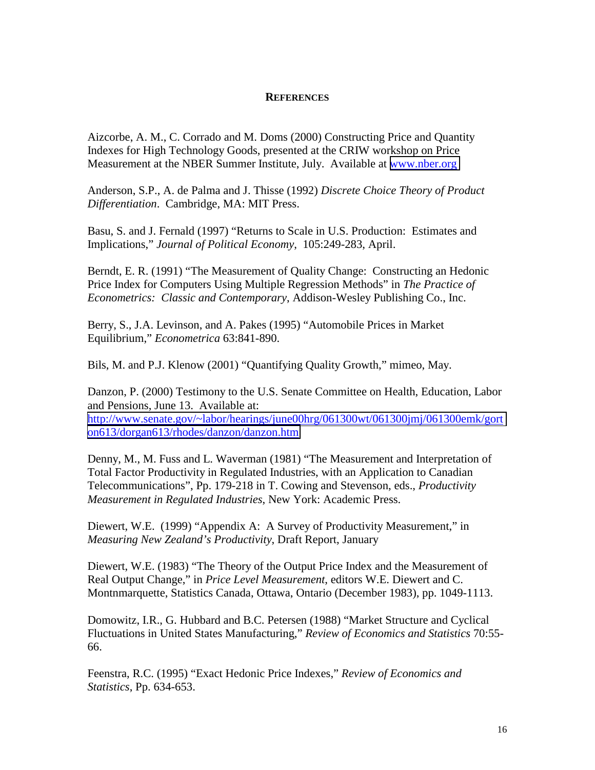## REFERENCES

Aizcorbe, A. M., C. Corrado and M. Doms (2000) Constructing Price and Quantity Indexes for High Technology Goods, presented at the CRIW workshop on Price Measurement at the NBER Summer Institute, July. Available at www.nber.org

Anderson, S.P., A. de Palma and J. Thisse (1992) *Discrete Choice Theory of Product Differentiation*. Cambridge, MA: MIT Press.

Basu, S. and J. Fernald (1997) "Returns to Scale in U.S. Production: Estimates and Implications," *Journal of Political Economy*, 105:249-283, April.

Berndt, E. R. (1991) "The Measurement of Quality Change: Constructing an Hedonic Price Index for Computers Using Multiple Regression Methods" in *The Practice of Econometrics: Classic and Contemporary*, Addison-Wesley Publishing Co., Inc.

Berry, S., J.A. Levinson, and A. Pakes (1995) "Automobile Prices in Market Equilibrium," *Econometrica* 63:841-890.

Bils, M. and P.J. Klenow (2001) "Quantifying Quality Growth," mimeo, May.

Danzon, P. (2000) Testimony to the U.S. Senate Committee on Health, Education, Labor and Pensions, June 13. Available at: http://www.senate.gov/~labor/hearings/june00hrg/061300wt/061300jmj/061300emk/gorton613/dorgan613/rhodes/danzon/danzon.htm

Denny, M., M. Fuss and L. Waverman (1981) "The Measurement and Interpretation of Total Factor Productivity in Regulated Industries, with an Application to Canadian Telecommunications", Pp. 179-218 in T. Cowing and Stevenson, eds., *Productivity Measurement in Regulated Industries*, New York: Academic Press.

Diewert, W.E. (1999) "Appendix A: A Survey of Productivity Measurement," in *Measuring New Zealand's Productivity*, Draft Report, January

Diewert, W.E. (1983) "The Theory of the Output Price Index and the Measurement of Real Output Change," in *Price Level Measurement*, editors W.E. Diewert and C. Montnmarquette, Statistics Canada, Ottawa, Ontario (December 1983), pp. 1049-1113.

Domowitz, I.R., G. Hubbard and B.C. Petersen (1988) "Market Structure and Cyclical Fluctuations in United States Manufacturing," *Review of Economics and Statistics* 70:55-66.

Feenstra, R.C. (1995) "Exact Hedonic Price Indexes," *Review of Economics and Statistics*, Pp. 634-653.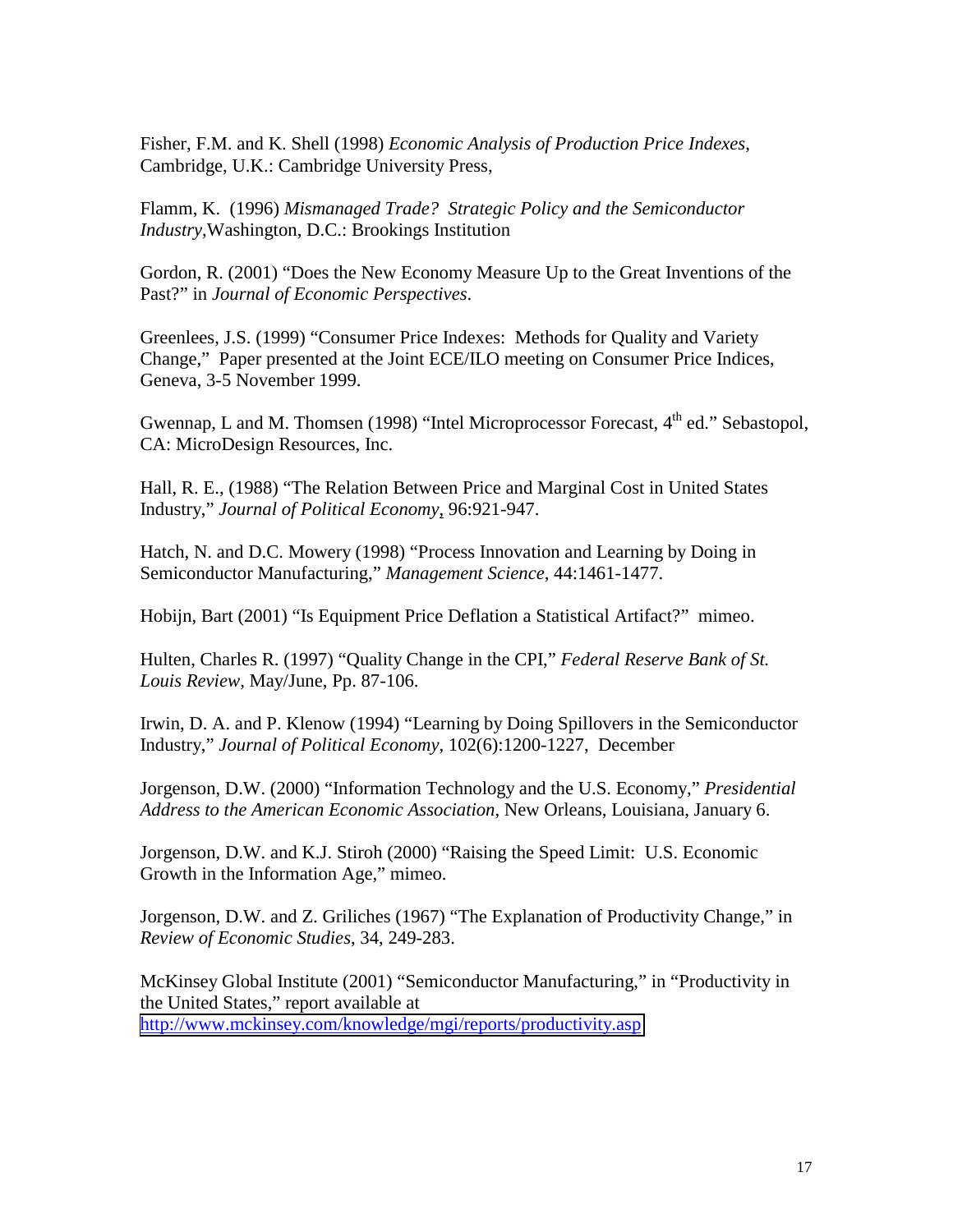Fisher, F.M. and K. Shell (1998) *Economic Analysis of Production Price Indexes*, Cambridge, U.K.: Cambridge University Press,

Flamm, K. (1996) *Mismanaged Trade? Strategic Policy and the Semiconductor Industry*,Washington, D.C.: Brookings Institution

Gordon, R. (2001) "Does the New Economy Measure Up to the Great Inventions of the Past?" in *Journal of Economic Perspectives*.

Greenlees, J.S. (1999) "Consumer Price Indexes: Methods for Quality and Variety Change," Paper presented at the Joint ECE/ILO meeting on Consumer Price Indices, Geneva, 3-5 November 1999.

Gwennap, L and M. Thomsen (1998) "Intel Microprocessor Forecast, 4th ed." Sebastopol, CA: MicroDesign Resources, Inc.

Hall, R. E., (1988) "The Relation Between Price and Marginal Cost in United States Industry," *Journal of Political Economy*, 96:921-947.

Hatch, N. and D.C. Mowery (1998) "Process Innovation and Learning by Doing in Semiconductor Manufacturing," *Management Science*, 44:1461-1477.

Hobijn, Bart (2001) "Is Equipment Price Deflation a Statistical Artifact?" mimeo.

Hulten, Charles R. (1997) "Quality Change in the CPI," *Federal Reserve Bank of St. Louis Review*, May/June, Pp. 87-106.

Irwin, D. A. and P. Klenow (1994) "Learning by Doing Spillovers in the Semiconductor Industry," *Journal of Political Economy*, 102(6):1200-1227, December

Jorgenson, D.W. (2000) "Information Technology and the U.S. Economy," *Presidential Address to the American Economic Association*, New Orleans, Louisiana, January 6.

Jorgenson, D.W. and K.J. Stiroh (2000) "Raising the Speed Limit: U.S. Economic Growth in the Information Age," mimeo.

Jorgenson, D.W. and Z. Griliches (1967) "The Explanation of Productivity Change," in *Review of Economic Studies*, 34, 249-283.

McKinsey Global Institute (2001) "Semiconductor Manufacturing," in "Productivity in the United States," report available at http://www.mckinsey.com/knowledge/mgi/reports/productivity.asp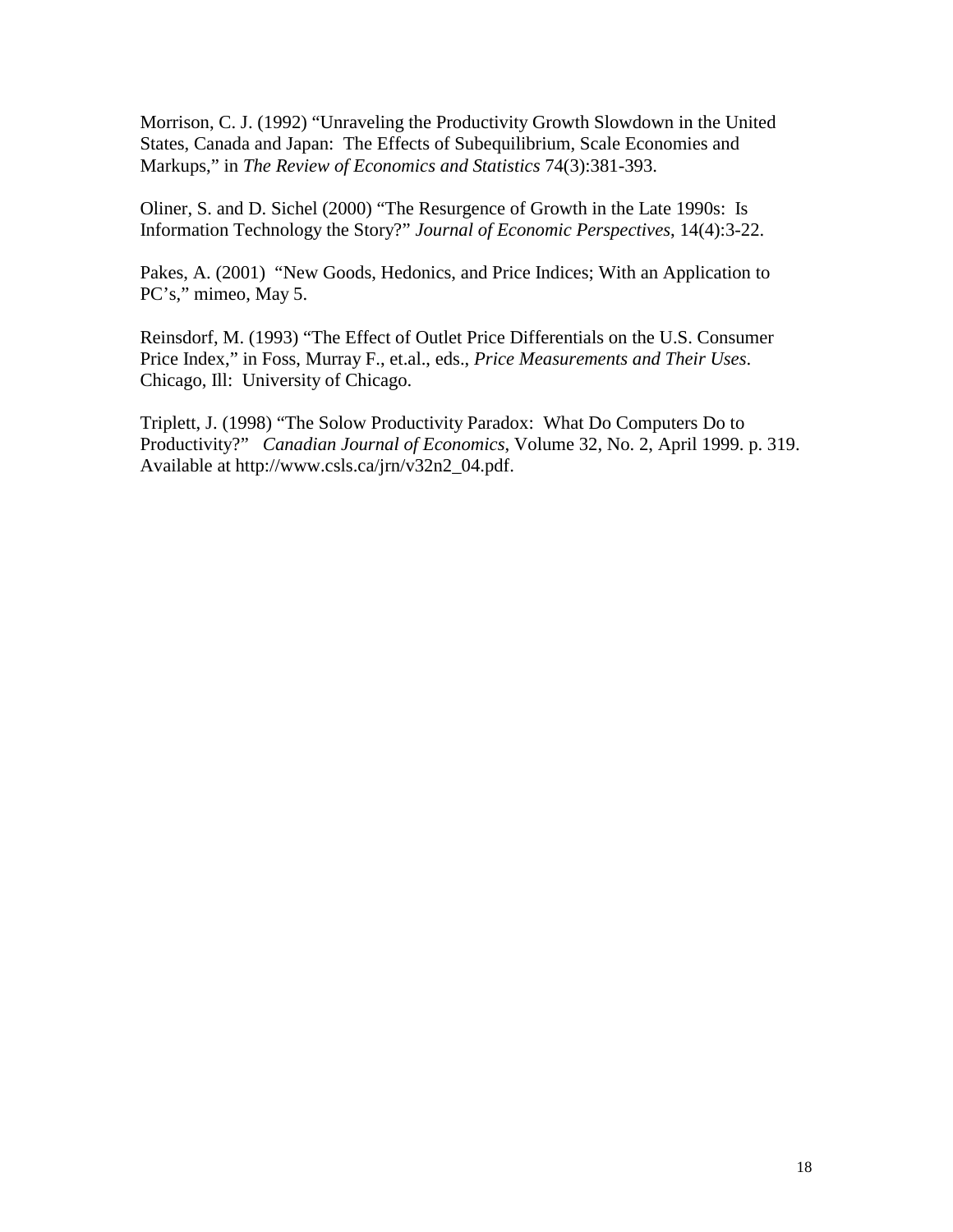Morrison, C. J. (1992) “Unraveling the Productivity Growth Slowdown in the United States, Canada and Japan: The Effects of Subequilibrium, Scale Economies and Markups,” in *The Review of Economics and Statistics* 74(3):381-393.

Oliner, S. and D. Sichel (2000) “The Resurgence of Growth in the Late 1990s: Is Information Technology the Story?” *Journal of Economic Perspectives*, 14(4):3-22.

Pakes, A. (2001) “New Goods, Hedonics, and Price Indices; With an Application to PC’s,” mimeo, May 5.

Reinsdorf, M. (1993) “The Effect of Outlet Price Differentials on the U.S. Consumer Price Index,” in Foss, Murray F., et.al., eds., *Price Measurements and Their Uses*. Chicago, Ill: University of Chicago.

Triplett, J. (1998) “The Solow Productivity Paradox: What Do Computers Do to Productivity?” *Canadian Journal of Economics*, Volume 32, No. 2, April 1999. p. 319. Available at http://www.csls.ca/jrn/v32n2_04.pdf.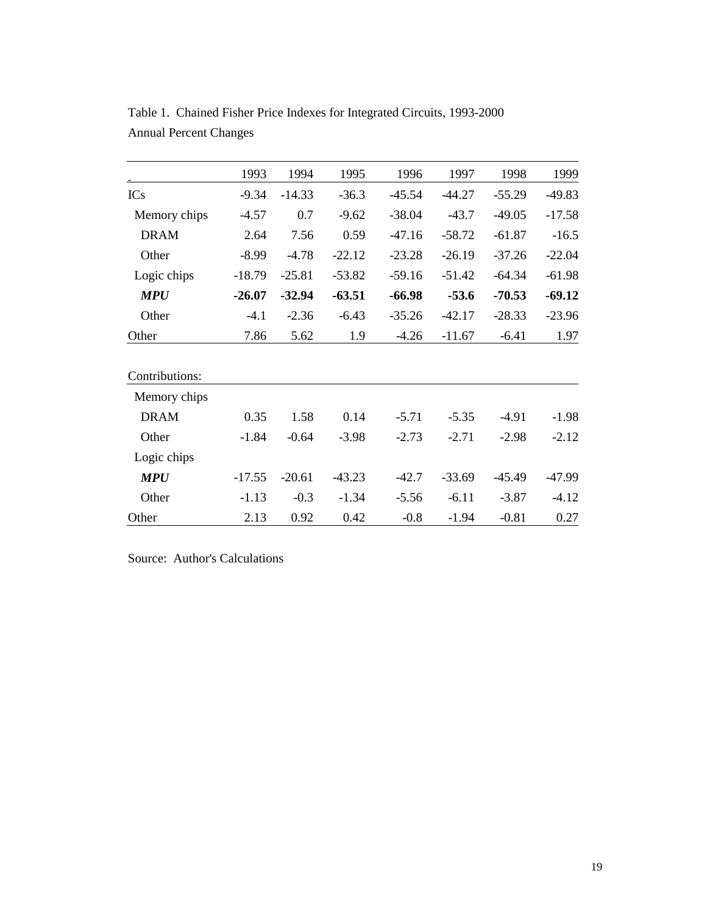Table 1. Chained Fisher Price Indexes for Integrated Circuits, 1993-2000
Annual Percent Changes

| | 1993 | 1994 | 1995 | 1996 | 1997 | 1998 | 1999 |
|---|---|---|---|---|---|---|---|
| ICs | -9.34 | -14.33 | -36.3 | -45.54 | -44.27 | -55.29 | -49.83 |
| Memory chips | -4.57 | 0.7 | -9.62 | -38.04 | -43.7 | -49.05 | -17.58 |
| DRAM | 2.64 | 7.56 | 0.59 | -47.16 | -58.72 | -61.87 | -16.5 |
| Other | -8.99 | -4.78 | -22.12 | -23.28 | -26.19 | -37.26 | -22.04 |
| Logic chips | -18.79 | -25.81 | -53.82 | -59.16 | -51.42 | -64.34 | -61.98 |
| ***MPU*** | **-26.07** | **-32.94** | **-63.51** | **-66.98** | **-53.6** | **-70.53** | **-69.12** |
| Other | -4.1 | -2.36 | -6.43 | -35.26 | -42.17 | -28.33 | -23.96 |
| Other | 7.86 | 5.62 | 1.9 | -4.26 | -11.67 | -6.41 | 1.97 |
| | | | | | | | |
| Contributions: | | | | | | | |
| Memory chips | | | | | | | |
| DRAM | 0.35 | 1.58 | 0.14 | -5.71 | -5.35 | -4.91 | -1.98 |
| Other | -1.84 | -0.64 | -3.98 | -2.73 | -2.71 | -2.98 | -2.12 |
| Logic chips | | | | | | | |
| ***MPU*** | -17.55 | -20.61 | -43.23 | -42.7 | -33.69 | -45.49 | -47.99 |
| Other | -1.13 | -0.3 | -1.34 | -5.56 | -6.11 | -3.87 | -4.12 |
| Other | 2.13 | 0.92 | 0.42 | -0.8 | -1.94 | -0.81 | 0.27 |

Source: Author's Calculations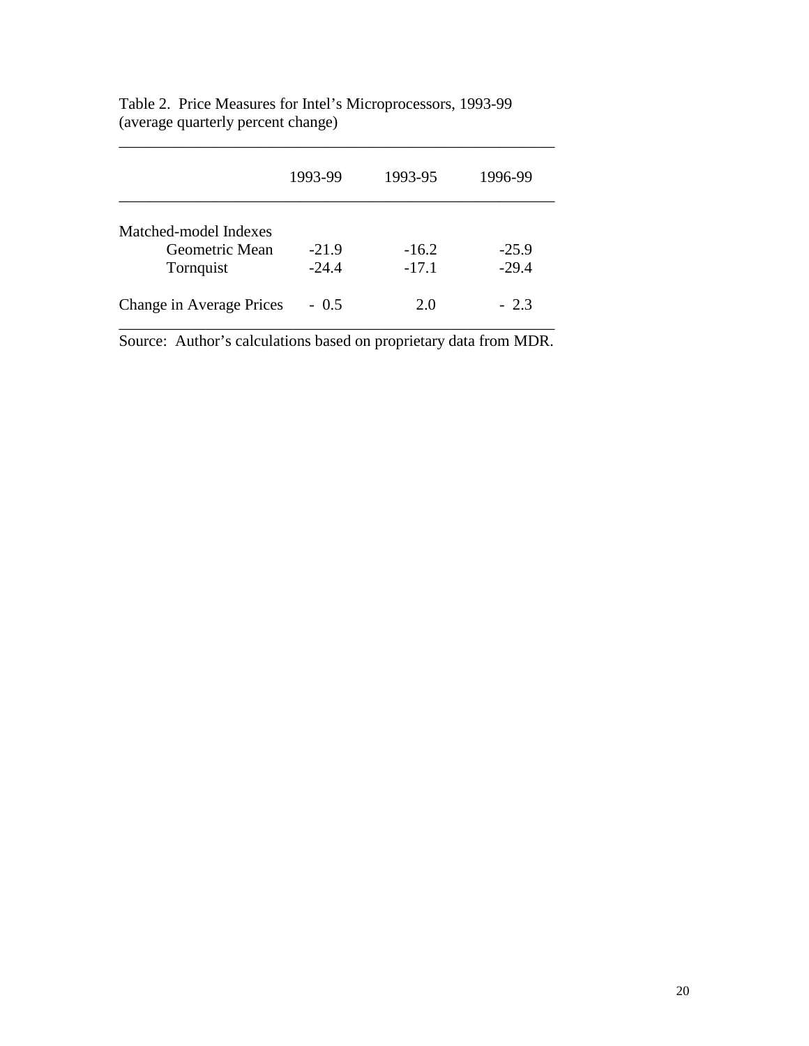Table 2. Price Measures for Intel's Microprocessors, 1993-99
(average quarterly percent change)

| | 1993-99 | 1993-95 | 1996-99 |
|---|---|---|---|
| Matched-model Indexes | | | |
| Geometric Mean | -21.9 | -16.2 | -25.9 |
| Tornquist | -24.4 | -17.1 | -29.4 |
| Change in Average Prices | - 0.5 | 2.0 | - 2.3 |

Source: Author's calculations based on proprietary data from MDR.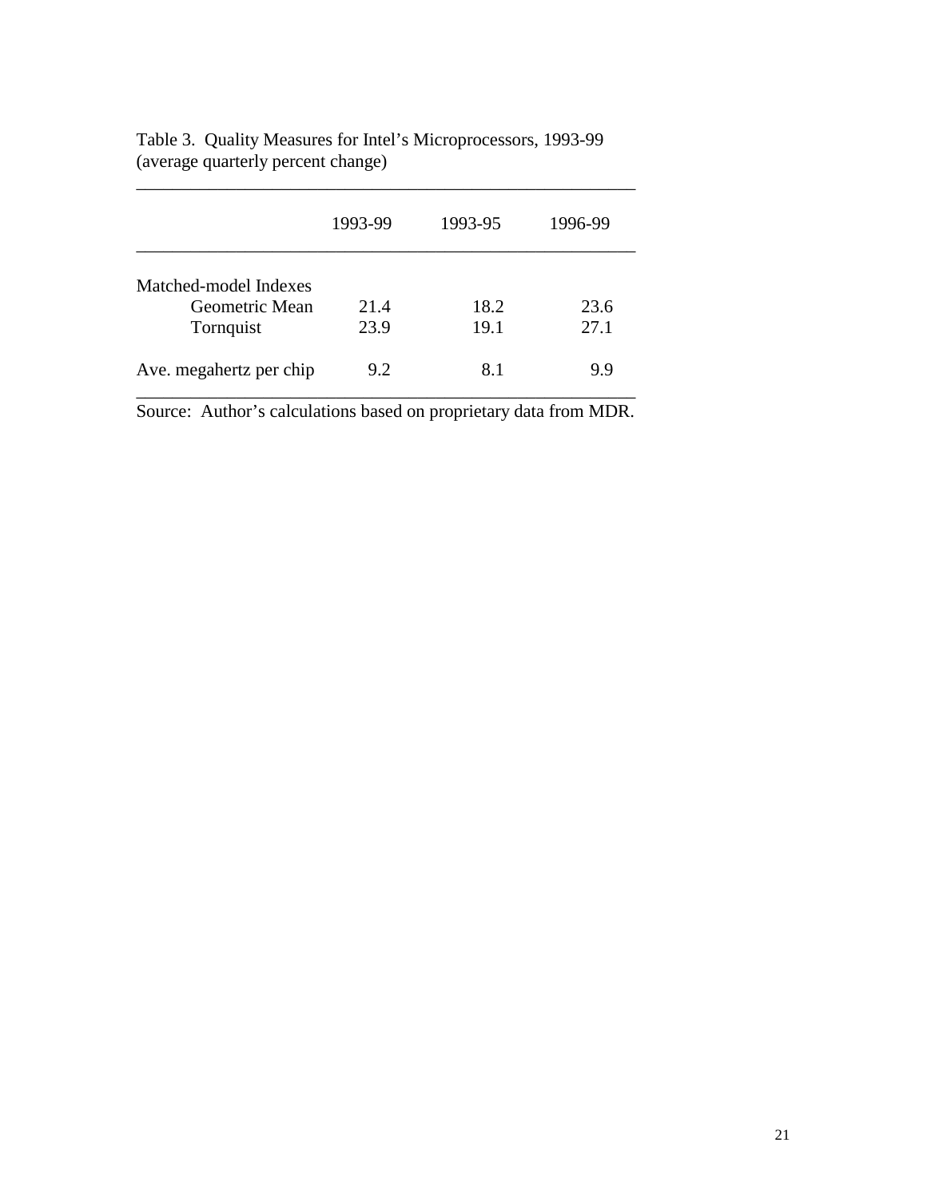Table 3. Quality Measures for Intel's Microprocessors, 1993-99
(average quarterly percent change)

| | 1993-99 | 1993-95 | 1996-99 |
|---|---|---|---|
| Matched-model Indexes | | | |
| Geometric Mean | 21.4 | 18.2 | 23.6 |
| Tornquist | 23.9 | 19.1 | 27.1 |
| Ave. megahertz per chip | 9.2 | 8.1 | 9.9 |

Source: Author's calculations based on proprietary data from MDR.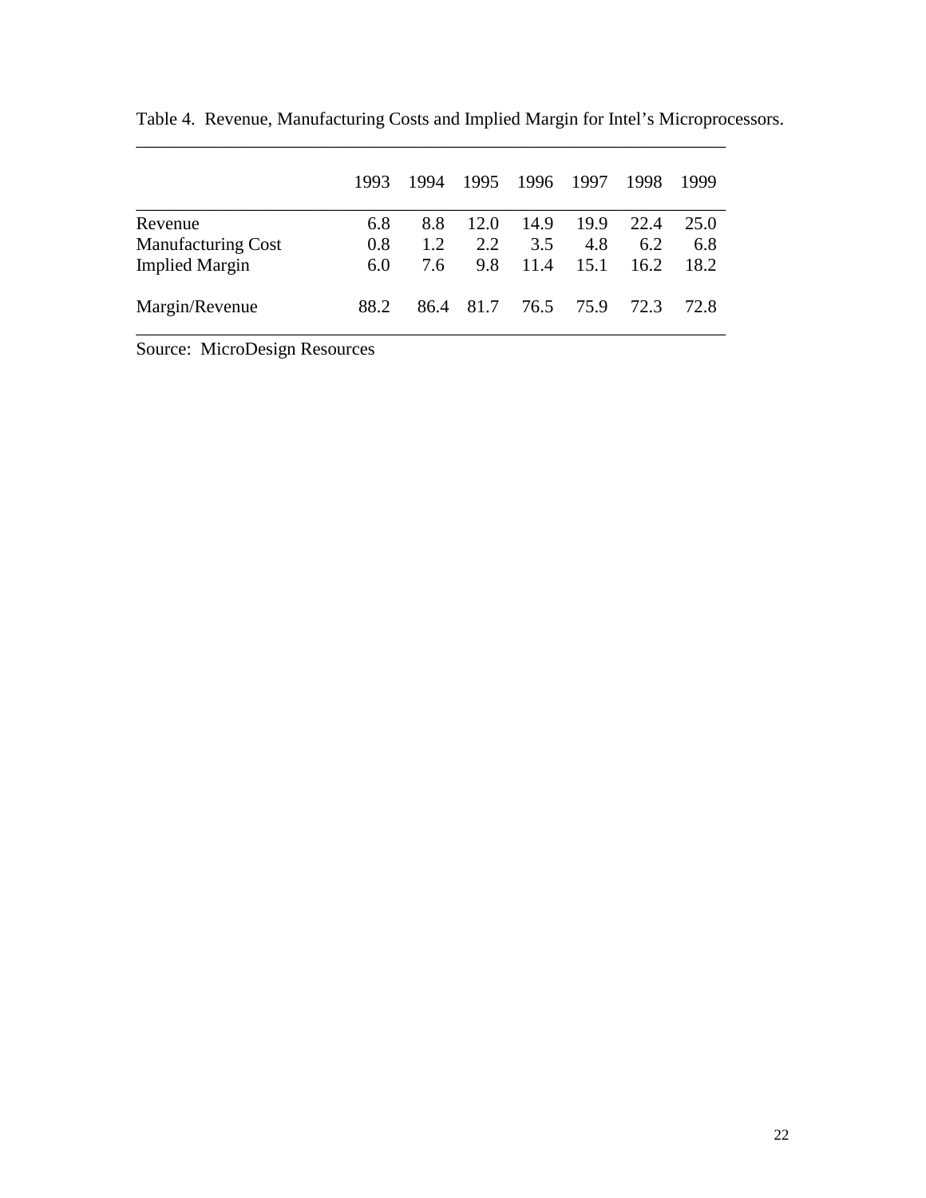Table 4. Revenue, Manufacturing Costs and Implied Margin for Intel's Microprocessors.

| | 1993 | 1994 | 1995 | 1996 | 1997 | 1998 | 1999 |
|---|---|---|---|---|---|---|---|
| Revenue | 6.8 | 8.8 | 12.0 | 14.9 | 19.9 | 22.4 | 25.0 |
| Manufacturing Cost | 0.8 | 1.2 | 2.2 | 3.5 | 4.8 | 6.2 | 6.8 |
| Implied Margin | 6.0 | 7.6 | 9.8 | 11.4 | 15.1 | 16.2 | 18.2 |
| Margin/Revenue | 88.2 | 86.4 | 81.7 | 76.5 | 75.9 | 72.3 | 72.8 |

Source: MicroDesign Resources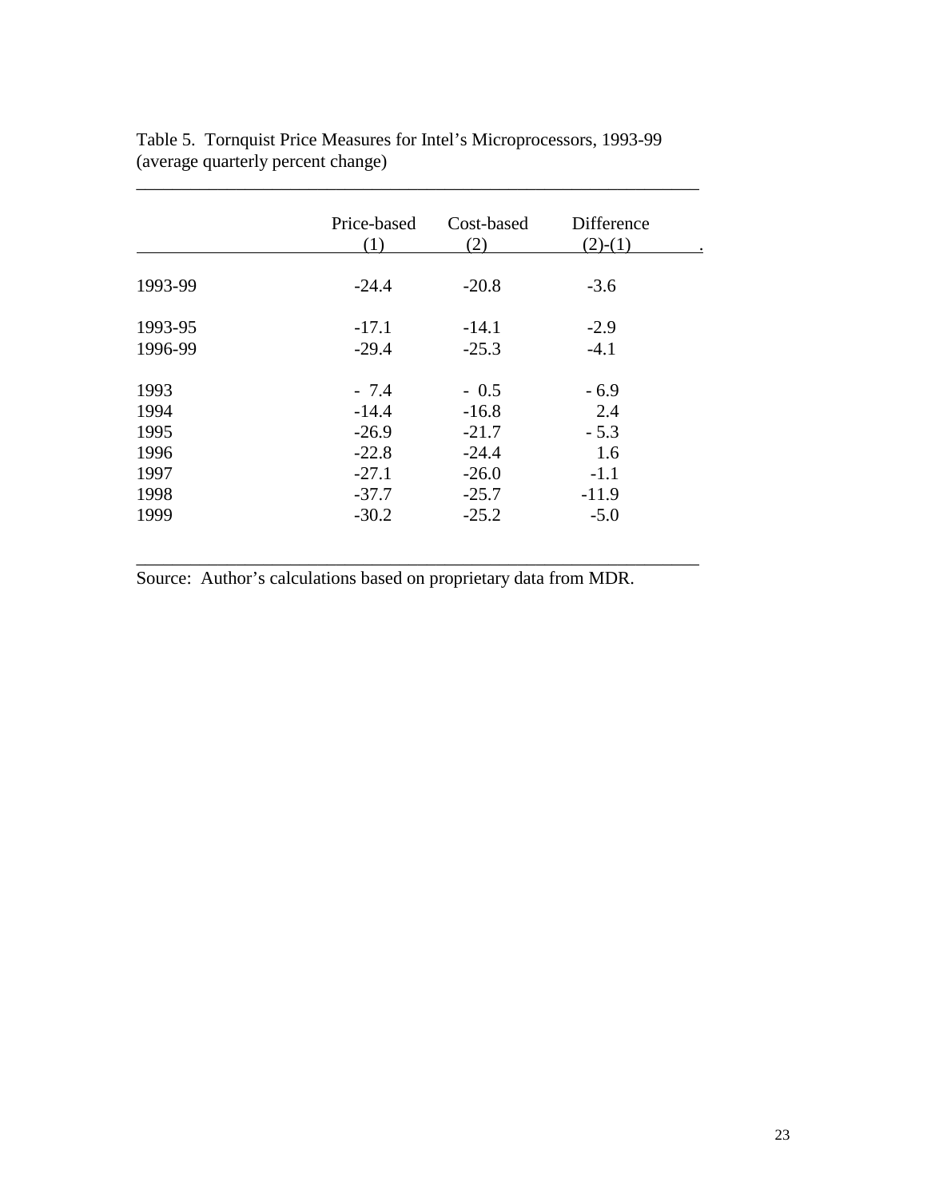Table 5. Tornquist Price Measures for Intel's Microprocessors, 1993-99 (average quarterly percent change)

| | Price-based (1) | Cost-based (2) | Difference (2)-(1) |
|---|---|---|---|
| 1993-99 | -24.4 | -20.8 | -3.6 |
| 1993-95 | -17.1 | -14.1 | -2.9 |
| 1996-99 | -29.4 | -25.3 | -4.1 |
| 1993 | - 7.4 | - 0.5 | - 6.9 |
| 1994 | -14.4 | -16.8 | 2.4 |
| 1995 | -26.9 | -21.7 | - 5.3 |
| 1996 | -22.8 | -24.4 | 1.6 |
| 1997 | -27.1 | -26.0 | -1.1 |
| 1998 | -37.7 | -25.7 | -11.9 |
| 1999 | -30.2 | -25.2 | -5.0 |

Source: Author's calculations based on proprietary data from MDR.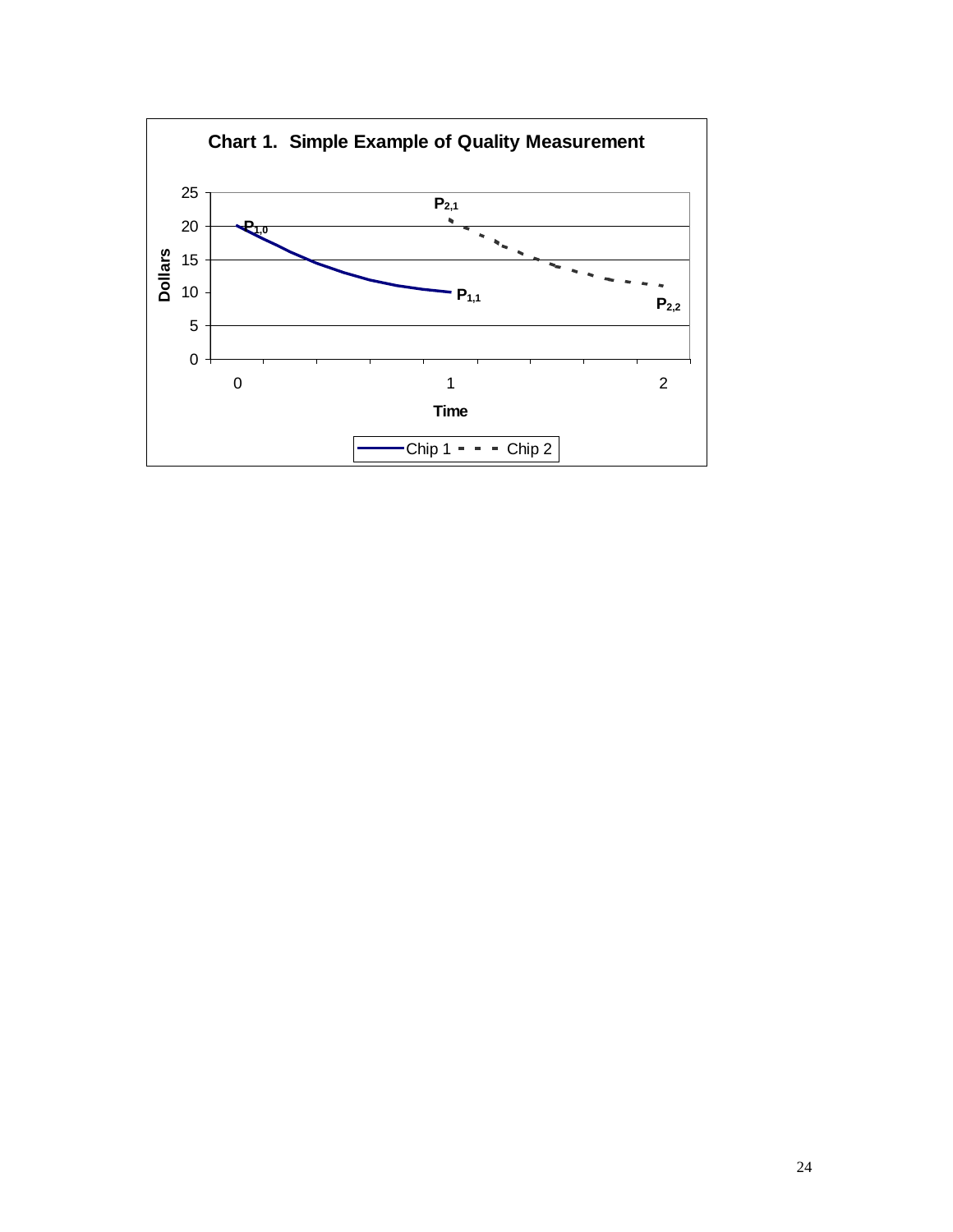**Chart 1. Simple Example of Quality Measurement**

Y-axis: Dollars (0, 5, 10, 15, 20, 25)

X-axis: Time (0, 1, 2)

Labels: $P_{1,0}$, $P_{1,1}$, $P_{2,1}$, $P_{2,2}$

Legend: Chip 1, Chip 2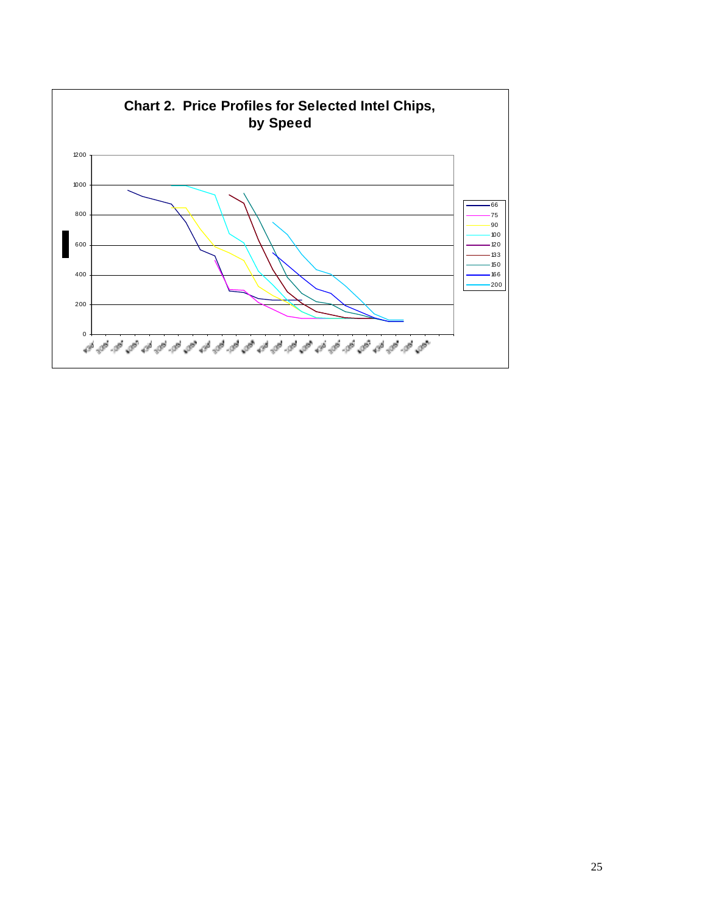**Chart 2. Price Profiles for Selected Intel Chips, by Speed**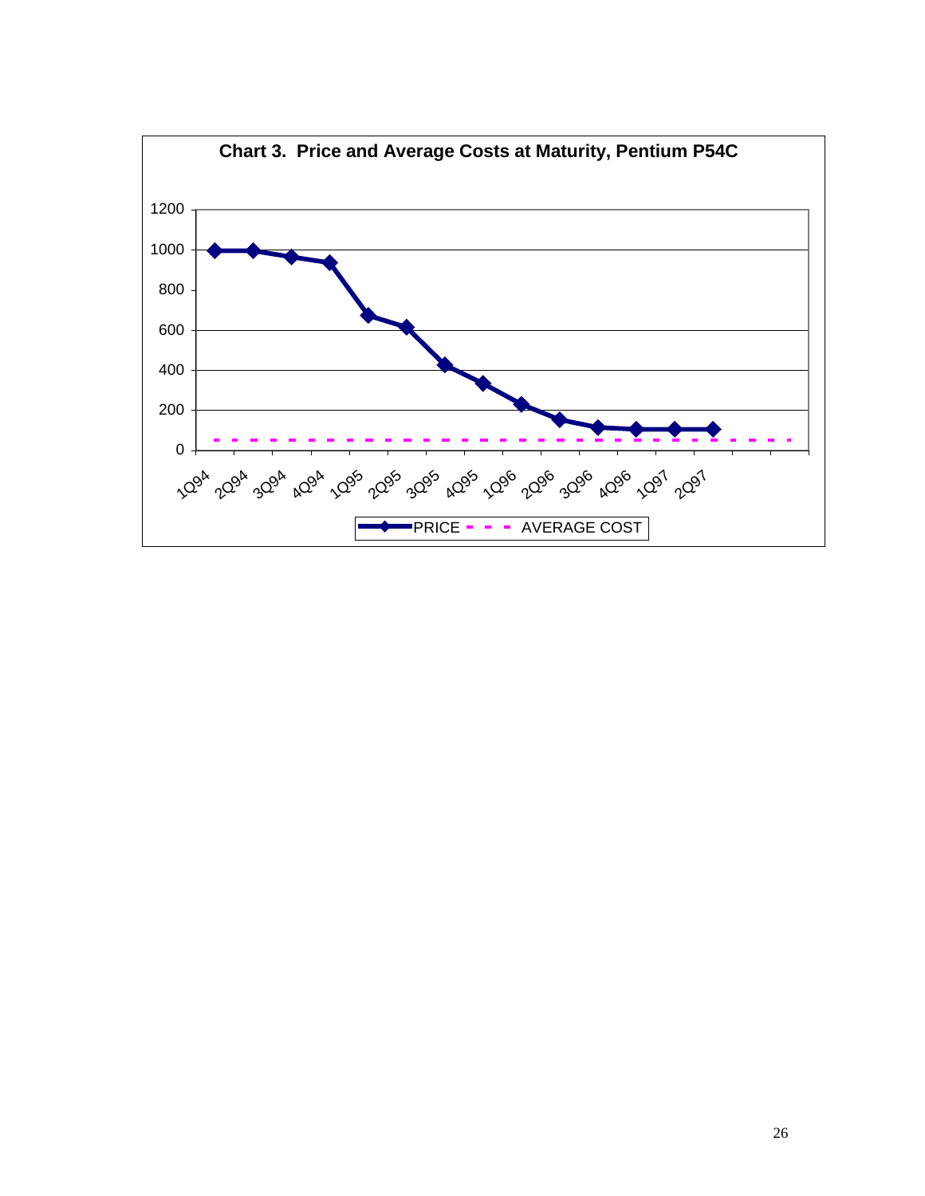**Chart 3. Price and Average Costs at Maturity, Pentium P54C**

1200
1000
800
600
400
200
0

1Q94 2Q94 3Q94 4Q94 1Q95 2Q95 3Q95 4Q95 1Q96 2Q96 3Q96 4Q96 1Q97 2Q97

PRICE AVERAGE COST